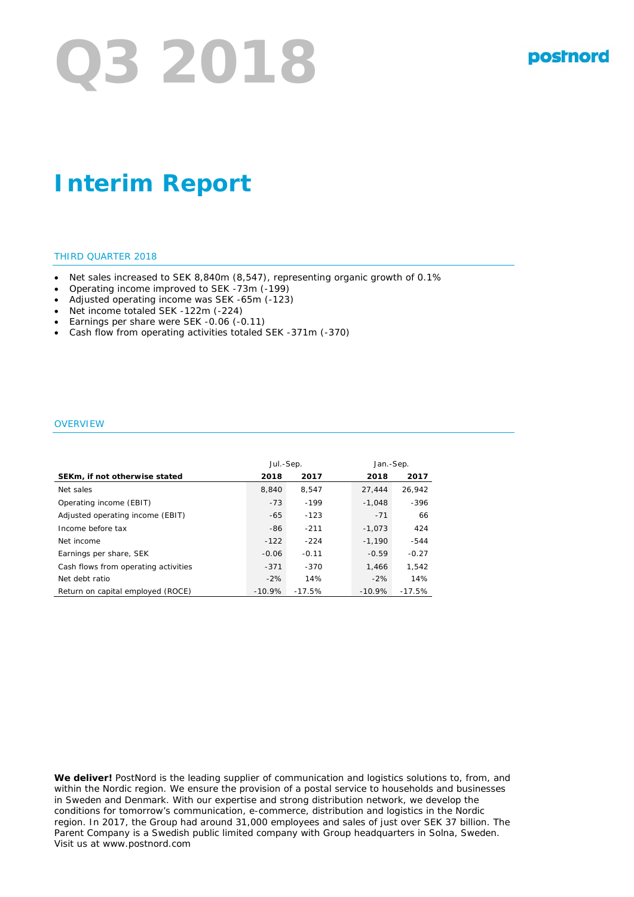# Q3 2018

postnord

# Interim Report

## THIRD QUARTER 2018

- Net sales increased to SEK 8,840m (8,547), representing organic growth of 0.1%
- Operating income improved to SEK -73m (-199)
- Adjusted operating income was SEK -65m (-123)
- Net income totaled SEK -122m (-224)
- Earnings per share were SEK -0.06 (-0.11)
- Cash flow from operating activities totaled SEK -371m (-370)

## OVERVIEW

| | Jul.-Sep. | | Jan.-Sep. | |
|---|---|---|---|---|
| **SEKm, if not otherwise stated** | **2018** | **2017** | **2018** | **2017** |
| Net sales | 8,840 | 8,547 | 27,444 | 26,942 |
| Operating income (EBIT) | -73 | -199 | -1,048 | -396 |
| Adjusted operating income (EBIT) | -65 | -123 | -71 | 66 |
| Income before tax | -86 | -211 | -1,073 | 424 |
| Net income | -122 | -224 | -1,190 | -544 |
| Earnings per share, SEK | -0.06 | -0.11 | -0.59 | -0.27 |
| Cash flows from operating activities | -371 | -370 | 1,466 | 1,542 |
| Net debt ratio | -2% | 14% | -2% | 14% |
| Return on capital employed (ROCE) | -10.9% | -17.5% | -10.9% | -17.5% |

**We deliver!** PostNord is the leading supplier of communication and logistics solutions to, from, and within the Nordic region. We ensure the provision of a postal service to households and businesses in Sweden and Denmark. With our expertise and strong distribution network, we develop the conditions for tomorrow's communication, e-commerce, distribution and logistics in the Nordic region. In 2017, the Group had around 31,000 employees and sales of just over SEK 37 billion. The Parent Company is a Swedish public limited company with Group headquarters in Solna, Sweden. Visit us at www.postnord.com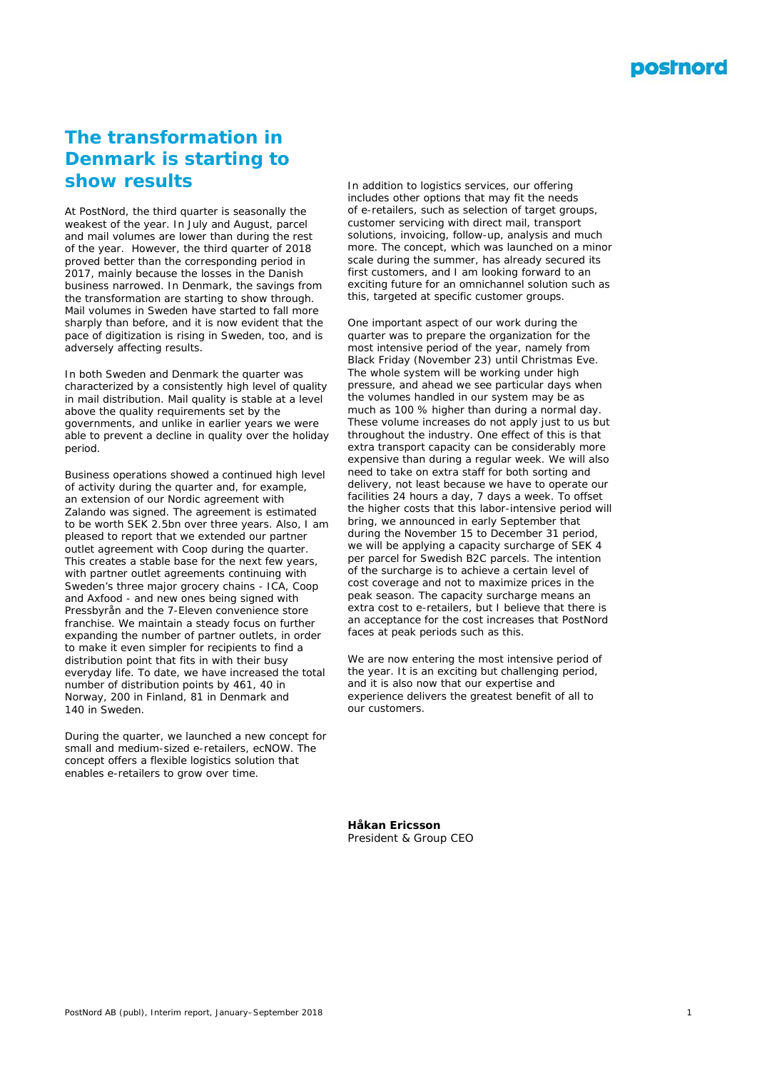# The transformation in Denmark is starting to show results

At PostNord, the third quarter is seasonally the weakest of the year. In July and August, parcel and mail volumes are lower than during the rest of the year. However, the third quarter of 2018 proved better than the corresponding period in 2017, mainly because the losses in the Danish business narrowed. In Denmark, the savings from the transformation are starting to show through. Mail volumes in Sweden have started to fall more sharply than before, and it is now evident that the pace of digitization is rising in Sweden, too, and is adversely affecting results.

In both Sweden and Denmark the quarter was characterized by a consistently high level of quality in mail distribution. Mail quality is stable at a level above the quality requirements set by the governments, and unlike in earlier years we were able to prevent a decline in quality over the holiday period.

Business operations showed a continued high level of activity during the quarter and, for example, an extension of our Nordic agreement with Zalando was signed. The agreement is estimated to be worth SEK 2.5bn over three years. Also, I am pleased to report that we extended our partner outlet agreement with Coop during the quarter. This creates a stable base for the next few years, with partner outlet agreements continuing with Sweden's three major grocery chains - ICA, Coop and Axfood - and new ones being signed with Pressbyrån and the 7-Eleven convenience store franchise. We maintain a steady focus on further expanding the number of partner outlets, in order to make it even simpler for recipients to find a distribution point that fits in with their busy everyday life. To date, we have increased the total number of distribution points by 461, 40 in Norway, 200 in Finland, 81 in Denmark and 140 in Sweden.

During the quarter, we launched a new concept for small and medium-sized e-retailers, ecNOW. The concept offers a flexible logistics solution that enables e-retailers to grow over time.

In addition to logistics services, our offering includes other options that may fit the needs of e-retailers, such as selection of target groups, customer servicing with direct mail, transport solutions, invoicing, follow-up, analysis and much more. The concept, which was launched on a minor scale during the summer, has already secured its first customers, and I am looking forward to an exciting future for an omnichannel solution such as this, targeted at specific customer groups.

One important aspect of our work during the quarter was to prepare the organization for the most intensive period of the year, namely from Black Friday (November 23) until Christmas Eve. The whole system will be working under high pressure, and ahead we see particular days when the volumes handled in our system may be as much as 100 % higher than during a normal day. These volume increases do not apply just to us but throughout the industry. One effect of this is that extra transport capacity can be considerably more expensive than during a regular week. We will also need to take on extra staff for both sorting and delivery, not least because we have to operate our facilities 24 hours a day, 7 days a week. To offset the higher costs that this labor-intensive period will bring, we announced in early September that during the November 15 to December 31 period, we will be applying a capacity surcharge of SEK 4 per parcel for Swedish B2C parcels. The intention of the surcharge is to achieve a certain level of cost coverage and not to maximize prices in the peak season. The capacity surcharge means an extra cost to e-retailers, but I believe that there is an acceptance for the cost increases that PostNord faces at peak periods such as this.

We are now entering the most intensive period of the year. It is an exciting but challenging period, and it is also now that our expertise and experience delivers the greatest benefit of all to our customers.

**Håkan Ericsson**
President & Group CEO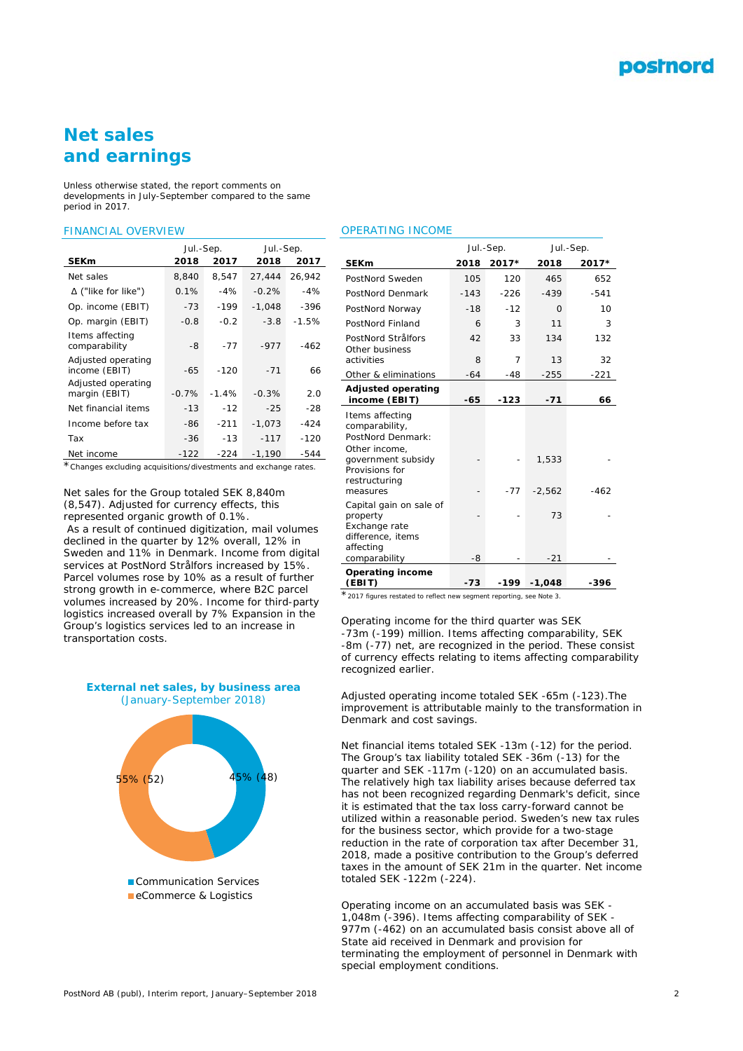# Net sales and earnings

Unless otherwise stated, the report comments on developments in July-September compared to the same period in 2017.

## FINANCIAL OVERVIEW

| | Jul.-Sep. | | Jul.-Sep. | |
|---|---|---|---|---|
| **SEKm** | **2018** | **2017** | **2018** | **2017** |
| Net sales | 8,840 | 8,547 | 27,444 | 26,942 |
| Δ ("like for like") | 0.1% | -4% | -0.2% | -4% |
| Op. income (EBIT) | -73 | -199 | -1,048 | -396 |
| Op. margin (EBIT) | -0.8 | -0.2 | -3.8 | -1.5% |
| Items affecting comparability | -8 | -77 | -977 | -462 |
| Adjusted operating income (EBIT) | -65 | -120 | -71 | 66 |
| Adjusted operating margin (EBIT) | -0.7% | -1.4% | -0.3% | 2.0 |
| Net financial items | -13 | -12 | -25 | -28 |
| Income before tax | -86 | -211 | -1,073 | -424 |
| Tax | -36 | -13 | -117 | -120 |
| Net income | -122 | -224 | -1,190 | -544 |

* Changes excluding acquisitions/divestments and exchange rates.

Net sales for the Group totaled SEK 8,840m (8,547). Adjusted for currency effects, this represented organic growth of 0.1%.
As a result of continued digitization, mail volumes declined in the quarter by 12% overall, 12% in Sweden and 11% in Denmark. Income from digital services at PostNord Strålfors increased by 15%. Parcel volumes rose by 10% as a result of further strong growth in e-commerce, where B2C parcel volumes increased by 20%. Income for third-party logistics increased overall by 7% Expansion in the Group's logistics services led to an increase in transportation costs.

**External net sales, by business area**
(January-September 2018)

- Communication Services: 45% (48)
- eCommerce & Logistics: 55% (52)

## OPERATING INCOME

| | Jul.-Sep. | | Jul.-Sep. | |
|---|---|---|---|---|
| **SEKm** | **2018** | **2017*** | **2018** | **2017*** |
| PostNord Sweden | 105 | 120 | 465 | 652 |
| PostNord Denmark | -143 | -226 | -439 | -541 |
| PostNord Norway | -18 | -12 | 0 | 10 |
| PostNord Finland | 6 | 3 | 11 | 3 |
| PostNord Strålfors | 42 | 33 | 134 | 132 |
| Other business activities | 8 | 7 | 13 | 32 |
| Other & eliminations | -64 | -48 | -255 | -221 |
| **Adjusted operating income (EBIT)** | **-65** | **-123** | **-71** | **66** |
| Items affecting comparability, PostNord Denmark: | | | | |
| Other income, government subsidy | - | - | 1,533 | - |
| Provisions for restructuring measures | - | -77 | -2,562 | -462 |
| Capital gain on sale of property | - | - | 73 | - |
| Exchange rate difference, items affecting comparability | -8 | - | -21 | - |
| **Operating income (EBIT)** | **-73** | **-199** | **-1,048** | **-396** |

* 2017 figures restated to reflect new segment reporting, see Note 3.

Operating income for the third quarter was SEK -73m (-199) million. Items affecting comparability, SEK -8m (-77) net, are recognized in the period. These consist of currency effects relating to items affecting comparability recognized earlier.

Adjusted operating income totaled SEK -65m (-123).The improvement is attributable mainly to the transformation in Denmark and cost savings.

Net financial items totaled SEK -13m (-12) for the period. The Group's tax liability totaled SEK -36m (-13) for the quarter and SEK -117m (-120) on an accumulated basis. The relatively high tax liability arises because deferred tax has not been recognized regarding Denmark's deficit, since it is estimated that the tax loss carry-forward cannot be utilized within a reasonable period. Sweden's new tax rules for the business sector, which provide for a two-stage reduction in the rate of corporation tax after December 31, 2018, made a positive contribution to the Group's deferred taxes in the amount of SEK 21m in the quarter. Net income totaled SEK -122m (-224).

Operating income on an accumulated basis was SEK -1,048m (-396). Items affecting comparability of SEK -977m (-462) on an accumulated basis consist above all of State aid received in Denmark and provision for terminating the employment of personnel in Denmark with special employment conditions.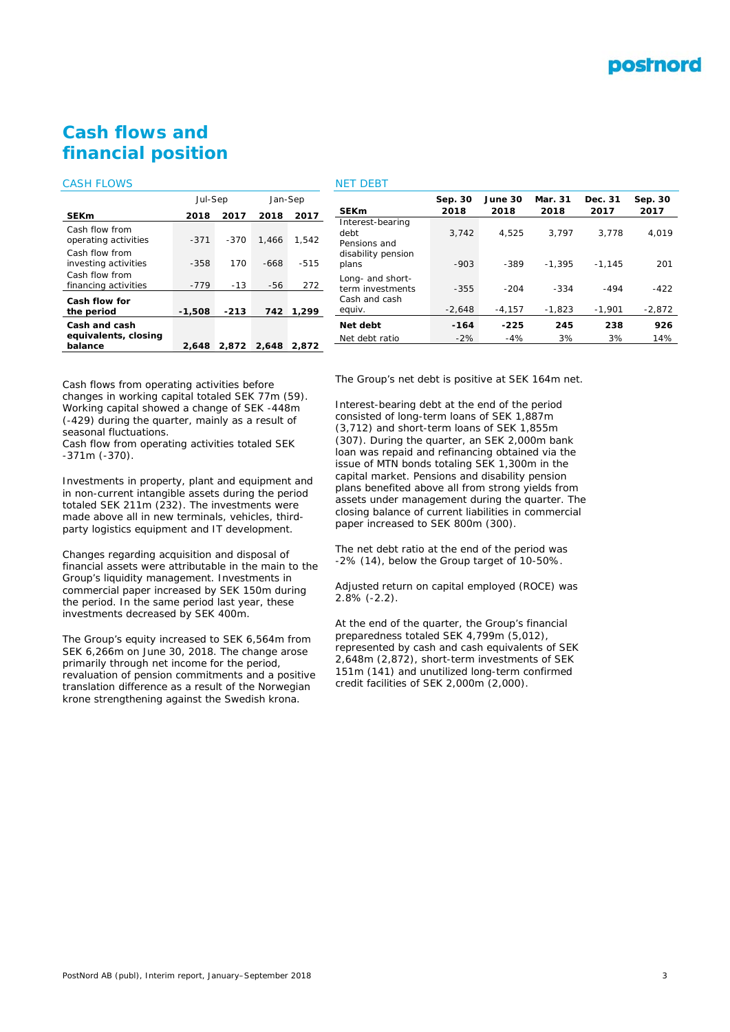# Cash flows and financial position

### CASH FLOWS

| | Jul-Sep | | Jan-Sep | |
|---|---|---|---|---|
| **SEKm** | **2018** | **2017** | **2018** | **2017** |
| Cash flow from operating activities | -371 | -370 | 1,466 | 1,542 |
| Cash flow from investing activities | -358 | 170 | -668 | -515 |
| Cash flow from financing activities | -779 | -13 | -56 | 272 |
| **Cash flow for the period** | **-1,508** | **-213** | **742** | **1,299** |
| **Cash and cash equivalents, closing balance** | **2,648** | **2,872** | **2,648** | **2,872** |

Cash flows from operating activities before changes in working capital totaled SEK 77m (59). Working capital showed a change of SEK -448m (-429) during the quarter, mainly as a result of seasonal fluctuations.
Cash flow from operating activities totaled SEK -371m (-370).

Investments in property, plant and equipment and in non-current intangible assets during the period totaled SEK 211m (232). The investments were made above all in new terminals, vehicles, third-party logistics equipment and IT development.

Changes regarding acquisition and disposal of financial assets were attributable in the main to the Group's liquidity management. Investments in commercial paper increased by SEK 150m during the period. In the same period last year, these investments decreased by SEK 400m.

The Group's equity increased to SEK 6,564m from SEK 6,266m on June 30, 2018. The change arose primarily through net income for the period, revaluation of pension commitments and a positive translation difference as a result of the Norwegian krone strengthening against the Swedish krona.

### NET DEBT

| SEKm | Sep. 30 2018 | June 30 2018 | Mar. 31 2018 | Dec. 31 2017 | Sep. 30 2017 |
|---|---|---|---|---|---|
| Interest-bearing debt | 3,742 | 4,525 | 3,797 | 3,778 | 4,019 |
| Pensions and disability pension plans | -903 | -389 | -1,395 | -1,145 | 201 |
| Long- and short-term investments | -355 | -204 | -334 | -494 | -422 |
| Cash and cash equiv. | -2,648 | -4,157 | -1,823 | -1,901 | -2,872 |
| **Net debt** | **-164** | **-225** | **245** | **238** | **926** |
| Net debt ratio | -2% | -4% | 3% | 3% | 14% |

The Group's net debt is positive at SEK 164m net.

Interest-bearing debt at the end of the period consisted of long-term loans of SEK 1,887m (3,712) and short-term loans of SEK 1,855m (307). During the quarter, an SEK 2,000m bank loan was repaid and refinancing obtained via the issue of MTN bonds totaling SEK 1,300m in the capital market. Pensions and disability pension plans benefited above all from strong yields from assets under management during the quarter. The closing balance of current liabilities in commercial paper increased to SEK 800m (300).

The net debt ratio at the end of the period was -2% (14), below the Group target of 10-50%.

Adjusted return on capital employed (ROCE) was 2.8% (-2.2).

At the end of the quarter, the Group's financial preparedness totaled SEK 4,799m (5,012), represented by cash and cash equivalents of SEK 2,648m (2,872), short-term investments of SEK 151m (141) and unutilized long-term confirmed credit facilities of SEK 2,000m (2,000).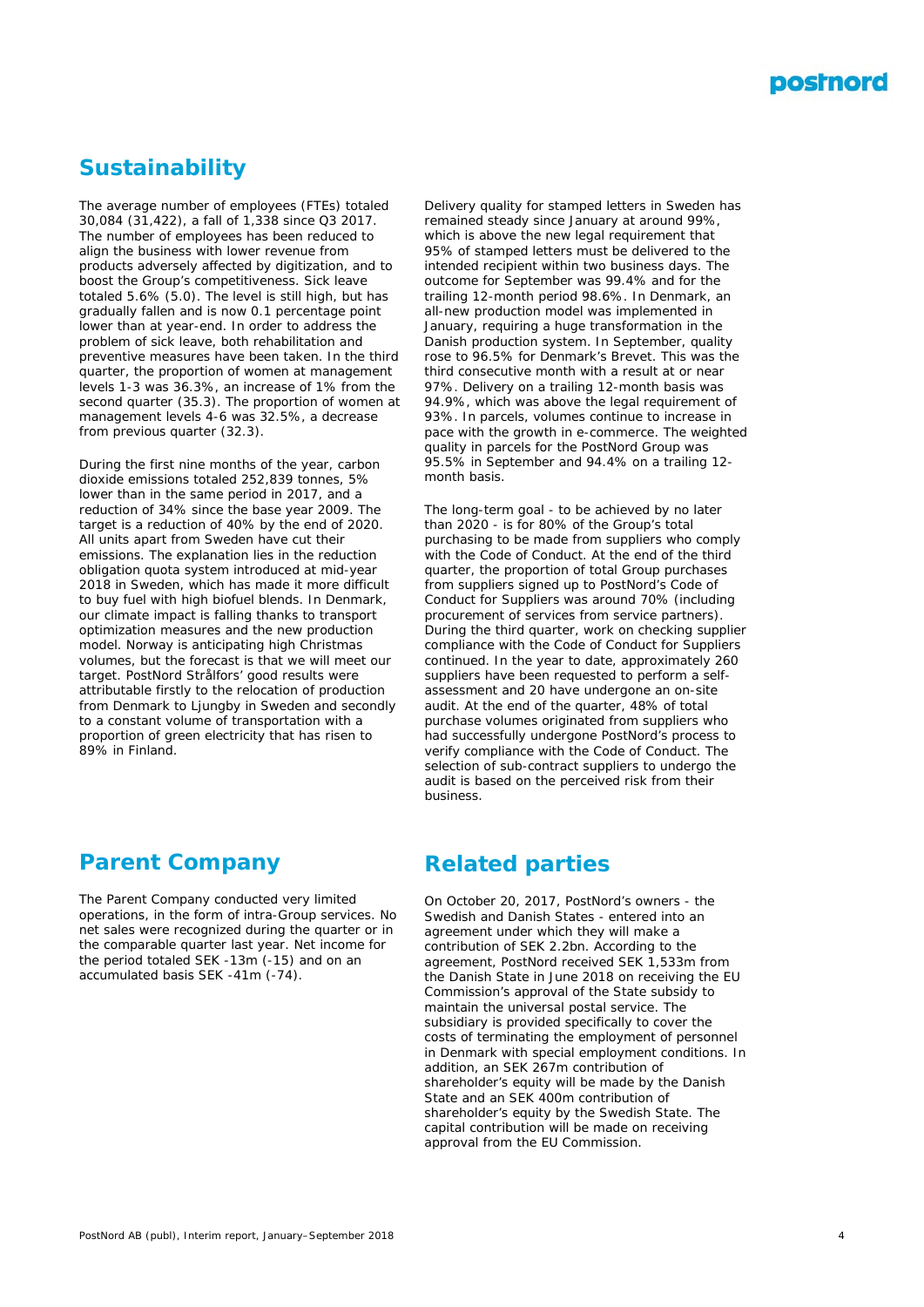## Sustainability

The average number of employees (FTEs) totaled 30,084 (31,422), a fall of 1,338 since Q3 2017. The number of employees has been reduced to align the business with lower revenue from products adversely affected by digitization, and to boost the Group's competitiveness. Sick leave totaled 5.6% (5.0). The level is still high, but has gradually fallen and is now 0.1 percentage point lower than at year-end. In order to address the problem of sick leave, both rehabilitation and preventive measures have been taken. In the third quarter, the proportion of women at management levels 1-3 was 36.3%, an increase of 1% from the second quarter (35.3). The proportion of women at management levels 4-6 was 32.5%, a decrease from previous quarter (32.3).

During the first nine months of the year, carbon dioxide emissions totaled 252,839 tonnes, 5% lower than in the same period in 2017, and a reduction of 34% since the base year 2009. The target is a reduction of 40% by the end of 2020. All units apart from Sweden have cut their emissions. The explanation lies in the reduction obligation quota system introduced at mid-year 2018 in Sweden, which has made it more difficult to buy fuel with high biofuel blends. In Denmark, our climate impact is falling thanks to transport optimization measures and the new production model. Norway is anticipating high Christmas volumes, but the forecast is that we will meet our target. PostNord Strålfors' good results were attributable firstly to the relocation of production from Denmark to Ljungby in Sweden and secondly to a constant volume of transportation with a proportion of green electricity that has risen to 89% in Finland.

Delivery quality for stamped letters in Sweden has remained steady since January at around 99%, which is above the new legal requirement that 95% of stamped letters must be delivered to the intended recipient within two business days. The outcome for September was 99.4% and for the trailing 12-month period 98.6%. In Denmark, an all-new production model was implemented in January, requiring a huge transformation in the Danish production system. In September, quality rose to 96.5% for Denmark's Brevet. This was the third consecutive month with a result at or near 97%. Delivery on a trailing 12-month basis was 94.9%, which was above the legal requirement of 93%. In parcels, volumes continue to increase in pace with the growth in e-commerce. The weighted quality in parcels for the PostNord Group was 95.5% in September and 94.4% on a trailing 12-month basis.

The long-term goal - to be achieved by no later than 2020 - is for 80% of the Group's total purchasing to be made from suppliers who comply with the Code of Conduct. At the end of the third quarter, the proportion of total Group purchases from suppliers signed up to PostNord's Code of Conduct for Suppliers was around 70% (including procurement of services from service partners). During the third quarter, work on checking supplier compliance with the Code of Conduct for Suppliers continued. In the year to date, approximately 260 suppliers have been requested to perform a self-assessment and 20 have undergone an on-site audit. At the end of the quarter, 48% of total purchase volumes originated from suppliers who had successfully undergone PostNord's process to verify compliance with the Code of Conduct. The selection of sub-contract suppliers to undergo the audit is based on the perceived risk from their business.

## Parent Company

The Parent Company conducted very limited operations, in the form of intra-Group services. No net sales were recognized during the quarter or in the comparable quarter last year. Net income for the period totaled SEK -13m (-15) and on an accumulated basis SEK -41m (-74).

## Related parties

On October 20, 2017, PostNord's owners - the Swedish and Danish States - entered into an agreement under which they will make a contribution of SEK 2.2bn. According to the agreement, PostNord received SEK 1,533m from the Danish State in June 2018 on receiving the EU Commission's approval of the State subsidy to maintain the universal postal service. The subsidiary is provided specifically to cover the costs of terminating the employment of personnel in Denmark with special employment conditions. In addition, an SEK 267m contribution of shareholder's equity will be made by the Danish State and an SEK 400m contribution of shareholder's equity by the Swedish State. The capital contribution will be made on receiving approval from the EU Commission.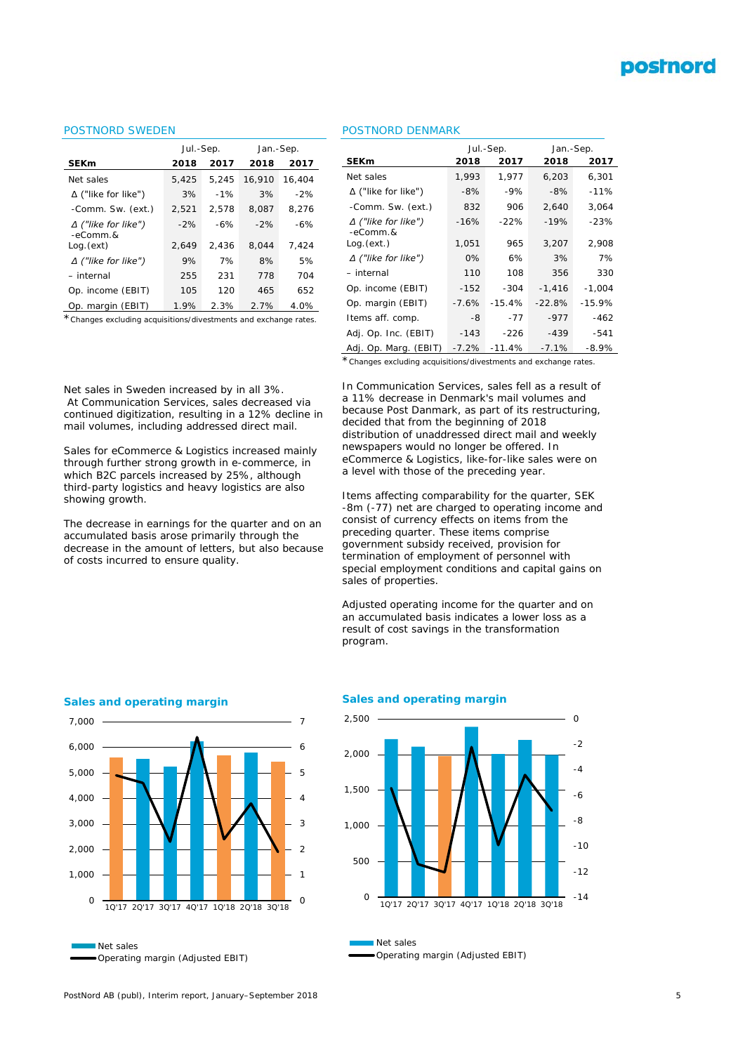## POSTNORD SWEDEN

| SEKm | Jul.-Sep. 2018 | Jul.-Sep. 2017 | Jan.-Sep. 2018 | Jan.-Sep. 2017 |
|---|---|---|---|---|
| Net sales | 5,425 | 5,245 | 16,910 | 16,404 |
| Δ ("like for like") | 3% | -1% | 3% | -2% |
| -Comm. Sw. (ext.) | 2,521 | 2,578 | 8,087 | 8,276 |
| *Δ ("like for like")* | -2% | -6% | -2% | -6% |
| -eComm.& Log.(ext) | 2,649 | 2,436 | 8,044 | 7,424 |
| *Δ ("like for like")* | 9% | 7% | 8% | 5% |
| – internal | 255 | 231 | 778 | 704 |
| Op. income (EBIT) | 105 | 120 | 465 | 652 |
| Op. margin (EBIT) | 1.9% | 2.3% | 2.7% | 4.0% |

*Changes excluding acquisitions/divestments and exchange rates.

Net sales in Sweden increased by in all 3%. At Communication Services, sales decreased via continued digitization, resulting in a 12% decline in mail volumes, including addressed direct mail.

Sales for eCommerce & Logistics increased mainly through further strong growth in e-commerce, in which B2C parcels increased by 25%, although third-party logistics and heavy logistics are also showing growth.

The decrease in earnings for the quarter and on an accumulated basis arose primarily through the decrease in the amount of letters, but also because of costs incurred to ensure quality.

**Sales and operating margin**

Net sales
Operating margin (Adjusted EBIT)

## POSTNORD DENMARK

| SEKm | Jul.-Sep. 2018 | Jul.-Sep. 2017 | Jan.-Sep. 2018 | Jan.-Sep. 2017 |
|---|---|---|---|---|
| Net sales | 1,993 | 1,977 | 6,203 | 6,301 |
| Δ ("like for like") | -8% | -9% | -8% | -11% |
| -Comm. Sw. (ext.) | 832 | 906 | 2,640 | 3,064 |
| *Δ ("like for like")* | -16% | -22% | -19% | -23% |
| -eComm.& Log.(ext.) | 1,051 | 965 | 3,207 | 2,908 |
| *Δ ("like for like")* | 0% | 6% | 3% | 7% |
| – internal | 110 | 108 | 356 | 330 |
| Op. income (EBIT) | -152 | -304 | -1,416 | -1,004 |
| Op. margin (EBIT) | -7.6% | -15.4% | -22.8% | -15.9% |
| Items aff. comp. | -8 | -77 | -977 | -462 |
| Adj. Op. Inc. (EBIT) | -143 | -226 | -439 | -541 |
| Adj. Op. Marg. (EBIT) | -7.2% | -11.4% | -7.1% | -8.9% |

*Changes excluding acquisitions/divestments and exchange rates.

In Communication Services, sales fell as a result of a 11% decrease in Denmark's mail volumes and because Post Danmark, as part of its restructuring, decided that from the beginning of 2018 distribution of unaddressed direct mail and weekly newspapers would no longer be offered. In eCommerce & Logistics, like-for-like sales were on a level with those of the preceding year.

Items affecting comparability for the quarter, SEK -8m (-77) net are charged to operating income and consist of currency effects on items from the preceding quarter. These items comprise government subsidy received, provision for termination of employment of personnel with special employment conditions and capital gains on sales of properties.

Adjusted operating income for the quarter and on an accumulated basis indicates a lower loss as a result of cost savings in the transformation program.

**Sales and operating margin**

Net sales
Operating margin (Adjusted EBIT)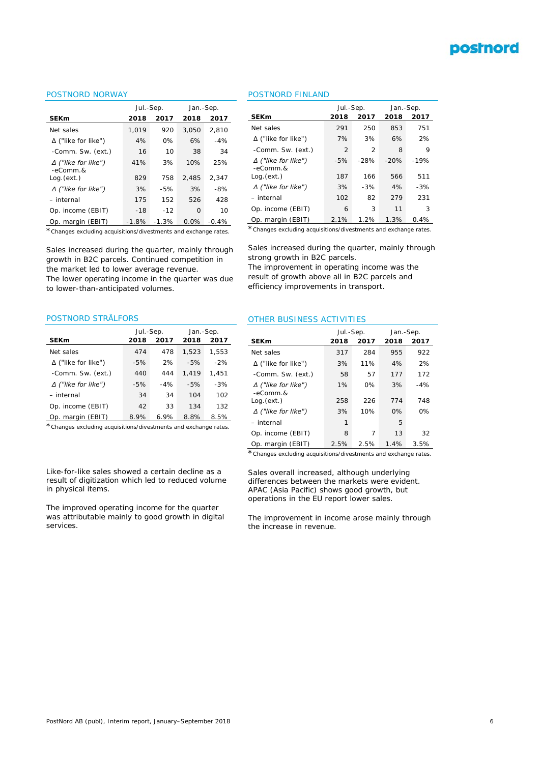## POSTNORD NORWAY

| SEKm | Jul.-Sep. 2018 | Jul.-Sep. 2017 | Jan.-Sep. 2018 | Jan.-Sep. 2017 |
|---|---|---|---|---|
| Net sales | 1,019 | 920 | 3,050 | 2,810 |
| Δ ("like for like") | 4% | 0% | 6% | -4% |
| -Comm. Sw. (ext.) | 16 | 10 | 38 | 34 |
| *Δ ("like for like")* | 41% | 3% | 10% | 25% |
| -eComm.& Log.(ext.) | 829 | 758 | 2,485 | 2,347 |
| *Δ ("like for like")* | 3% | -5% | 3% | -8% |
| – internal | 175 | 152 | 526 | 428 |
| Op. income (EBIT) | -18 | -12 | 0 | 10 |
| Op. margin (EBIT) | -1.8% | -1.3% | 0.0% | -0.4% |

*Changes excluding acquisitions/divestments and exchange rates.

Sales increased during the quarter, mainly through growth in B2C parcels. Continued competition in the market led to lower average revenue.
The lower operating income in the quarter was due to lower-than-anticipated volumes.

## POSTNORD FINLAND

| SEKm | Jul.-Sep. 2018 | Jul.-Sep. 2017 | Jan.-Sep. 2018 | Jan.-Sep. 2017 |
|---|---|---|---|---|
| Net sales | 291 | 250 | 853 | 751 |
| Δ ("like for like") | 7% | 3% | 6% | 2% |
| -Comm. Sw. (ext.) | 2 | 2 | 8 | 9 |
| *Δ ("like for like")* | -5% | -28% | -20% | -19% |
| -eComm.& Log.(ext.) | 187 | 166 | 566 | 511 |
| *Δ ("like for like")* | 3% | -3% | 4% | -3% |
| – internal | 102 | 82 | 279 | 231 |
| Op. income (EBIT) | 6 | 3 | 11 | 3 |
| Op. margin (EBIT) | 2.1% | 1.2% | 1.3% | 0.4% |

*Changes excluding acquisitions/divestments and exchange rates.

Sales increased during the quarter, mainly through strong growth in B2C parcels.
The improvement in operating income was the result of growth above all in B2C parcels and efficiency improvements in transport.

## POSTNORD STRÅLFORS

| SEKm | Jul.-Sep. 2018 | Jul.-Sep. 2017 | Jan.-Sep. 2018 | Jan.-Sep. 2017 |
|---|---|---|---|---|
| Net sales | 474 | 478 | 1,523 | 1,553 |
| Δ ("like for like") | -5% | 2% | -5% | -2% |
| -Comm. Sw. (ext.) | 440 | 444 | 1,419 | 1,451 |
| *Δ ("like for like")* | -5% | -4% | -5% | -3% |
| – internal | 34 | 34 | 104 | 102 |
| Op. income (EBIT) | 42 | 33 | 134 | 132 |
| Op. margin (EBIT) | 8.9% | 6.9% | 8.8% | 8.5% |

*Changes excluding acquisitions/divestments and exchange rates.

Like-for-like sales showed a certain decline as a result of digitization which led to reduced volume in physical items.

The improved operating income for the quarter was attributable mainly to good growth in digital services.

## OTHER BUSINESS ACTIVITIES

| SEKm | Jul.-Sep. 2018 | Jul.-Sep. 2017 | Jan.-Sep. 2018 | Jan.-Sep. 2017 |
|---|---|---|---|---|
| Net sales | 317 | 284 | 955 | 922 |
| Δ ("like for like") | 3% | 11% | 4% | 2% |
| -Comm. Sw. (ext.) | 58 | 57 | 177 | 172 |
| *Δ ("like for like")* | 1% | 0% | 3% | -4% |
| -eComm.& Log.(ext.) | 258 | 226 | 774 | 748 |
| *Δ ("like for like")* | 3% | 10% | 0% | 0% |
| – internal | 1 | | 5 | |
| Op. income (EBIT) | 8 | 7 | 13 | 32 |
| Op. margin (EBIT) | 2.5% | 2.5% | 1.4% | 3.5% |

*Changes excluding acquisitions/divestments and exchange rates.

Sales overall increased, although underlying differences between the markets were evident. APAC (Asia Pacific) shows good growth, but operations in the EU report lower sales.

The improvement in income arose mainly through the increase in revenue.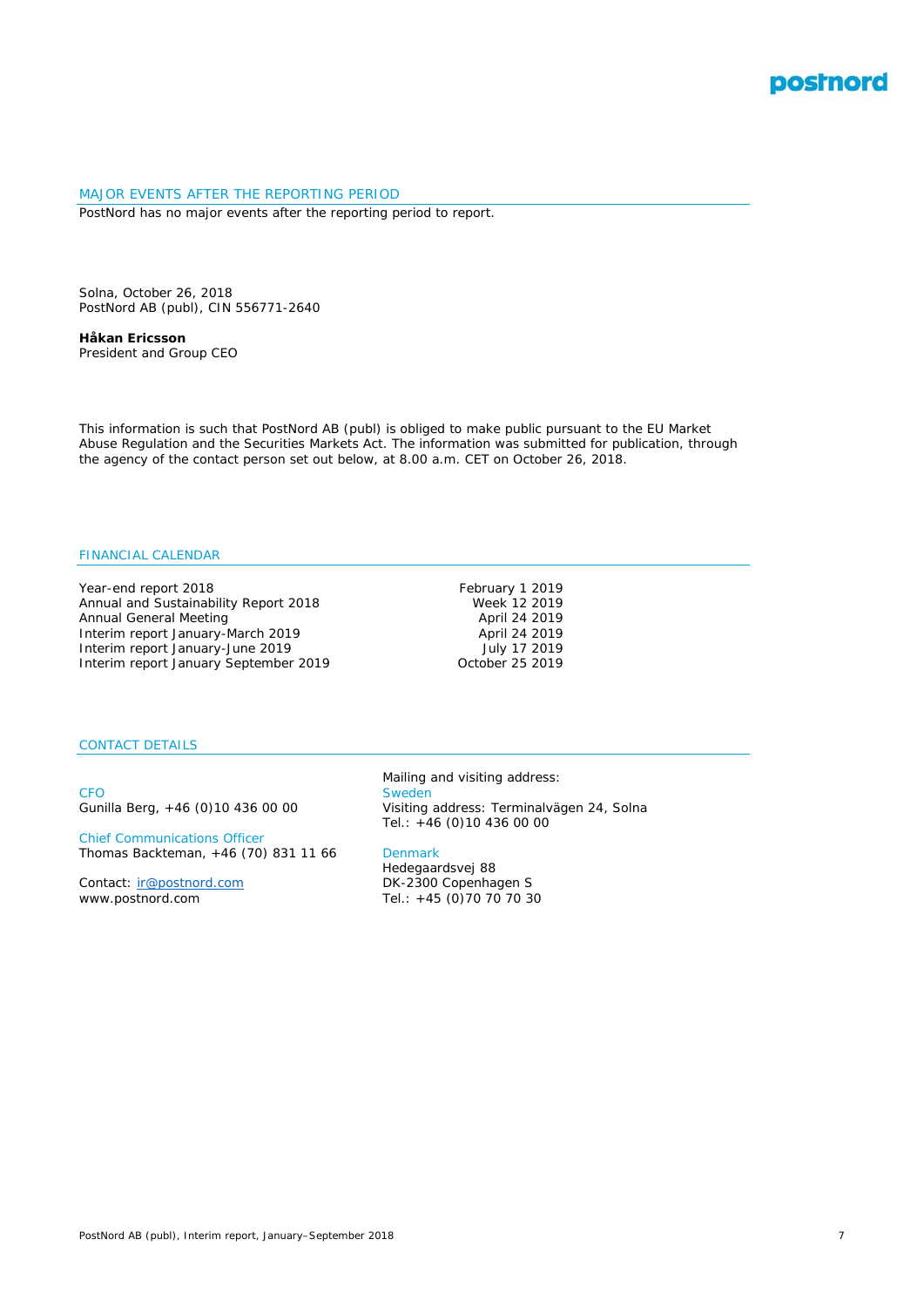## MAJOR EVENTS AFTER THE REPORTING PERIOD

PostNord has no major events after the reporting period to report.

Solna, October 26, 2018
PostNord AB (publ), CIN 556771-2640

**Håkan Ericsson**
President and Group CEO

This information is such that PostNord AB (publ) is obliged to make public pursuant to the EU Market Abuse Regulation and the Securities Markets Act. The information was submitted for publication, through the agency of the contact person set out below, at 8.00 a.m. CET on October 26, 2018.

## FINANCIAL CALENDAR

| | |
|---|---|
| Year-end report 2018 | February 1 2019 |
| Annual and Sustainability Report 2018 | Week 12 2019 |
| Annual General Meeting | April 24 2019 |
| Interim report January-March 2019 | April 24 2019 |
| Interim report January-June 2019 | July 17 2019 |
| Interim report January September 2019 | October 25 2019 |

## CONTACT DETAILS

CFO
Gunilla Berg, +46 (0)10 436 00 00

Chief Communications Officer
Thomas Backteman, +46 (70) 831 11 66

Contact: ir@postnord.com
www.postnord.com

Mailing and visiting address:

Sweden
Visiting address: Terminalvägen 24, Solna
Tel.: +46 (0)10 436 00 00

Denmark
Hedegaardsvej 88
DK-2300 Copenhagen S
Tel.: +45 (0)70 70 70 30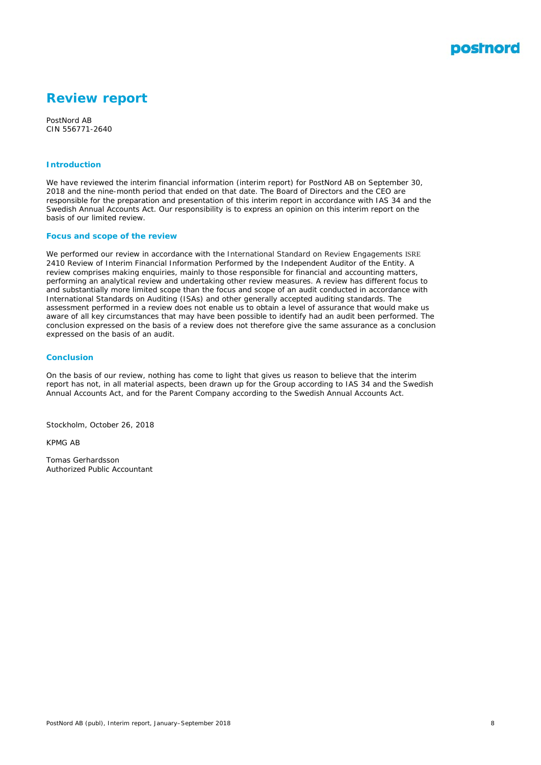# Review report

PostNord AB
CIN 556771-2640

### Introduction

We have reviewed the interim financial information (interim report) for PostNord AB on September 30, 2018 and the nine-month period that ended on that date. The Board of Directors and the CEO are responsible for the preparation and presentation of this interim report in accordance with IAS 34 and the Swedish Annual Accounts Act. Our responsibility is to express an opinion on this interim report on the basis of our limited review.

### Focus and scope of the review

We performed our review in accordance with the International Standard on Review Engagements ISRE 2410 Review of Interim Financial Information Performed by the Independent Auditor of the Entity. A review comprises making enquiries, mainly to those responsible for financial and accounting matters, performing an analytical review and undertaking other review measures. A review has different focus to and substantially more limited scope than the focus and scope of an audit conducted in accordance with International Standards on Auditing (ISAs) and other generally accepted auditing standards. The assessment performed in a review does not enable us to obtain a level of assurance that would make us aware of all key circumstances that may have been possible to identify had an audit been performed. The conclusion expressed on the basis of a review does not therefore give the same assurance as a conclusion expressed on the basis of an audit.

### Conclusion

On the basis of our review, nothing has come to light that gives us reason to believe that the interim report has not, in all material aspects, been drawn up for the Group according to IAS 34 and the Swedish Annual Accounts Act, and for the Parent Company according to the Swedish Annual Accounts Act.

Stockholm, October 26, 2018

KPMG AB

Tomas Gerhardsson
Authorized Public Accountant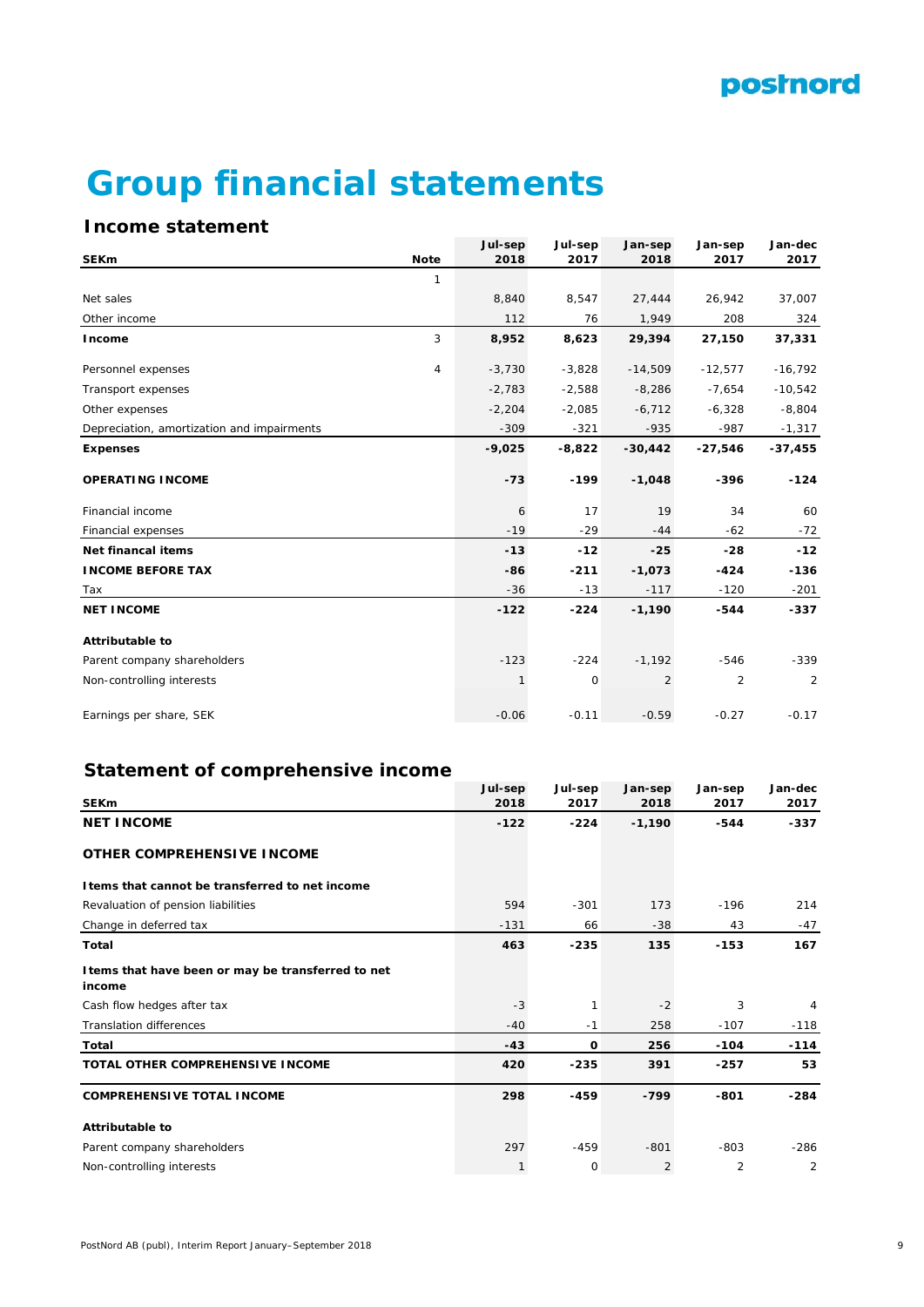# Group financial statements

## Income statement

| SEKm | Note | Jul-sep 2018 | Jul-sep 2017 | Jan-sep 2018 | Jan-sep 2017 | Jan-dec 2017 |
|---|---|---|---|---|---|---|
| | 1 | | | | | |
| Net sales | | 8,840 | 8,547 | 27,444 | 26,942 | 37,007 |
| Other income | | 112 | 76 | 1,949 | 208 | 324 |
| **Income** | 3 | **8,952** | **8,623** | **29,394** | **27,150** | **37,331** |
| Personnel expenses | 4 | -3,730 | -3,828 | -14,509 | -12,577 | -16,792 |
| Transport expenses | | -2,783 | -2,588 | -8,286 | -7,654 | -10,542 |
| Other expenses | | -2,204 | -2,085 | -6,712 | -6,328 | -8,804 |
| Depreciation, amortization and impairments | | -309 | -321 | -935 | -987 | -1,317 |
| **Expenses** | | **-9,025** | **-8,822** | **-30,442** | **-27,546** | **-37,455** |
| **OPERATING INCOME** | | **-73** | **-199** | **-1,048** | **-396** | **-124** |
| Financial income | | 6 | 17 | 19 | 34 | 60 |
| Financial expenses | | -19 | -29 | -44 | -62 | -72 |
| **Net financal items** | | **-13** | **-12** | **-25** | **-28** | **-12** |
| **INCOME BEFORE TAX** | | **-86** | **-211** | **-1,073** | **-424** | **-136** |
| Tax | | -36 | -13 | -117 | -120 | -201 |
| **NET INCOME** | | **-122** | **-224** | **-1,190** | **-544** | **-337** |
| **Attributable to** | | | | | | |
| Parent company shareholders | | -123 | -224 | -1,192 | -546 | -339 |
| Non-controlling interests | | 1 | 0 | 2 | 2 | 2 |
| Earnings per share, SEK | | -0.06 | -0.11 | -0.59 | -0.27 | -0.17 |

## Statement of comprehensive income

| SEKm | Jul-sep 2018 | Jul-sep 2017 | Jan-sep 2018 | Jan-sep 2017 | Jan-dec 2017 |
|---|---|---|---|---|---|
| **NET INCOME** | **-122** | **-224** | **-1,190** | **-544** | **-337** |
| **OTHER COMPREHENSIVE INCOME** | | | | | |
| **Items that cannot be transferred to net income** | | | | | |
| Revaluation of pension liabilities | 594 | -301 | 173 | -196 | 214 |
| Change in deferred tax | -131 | 66 | -38 | 43 | -47 |
| **Total** | **463** | **-235** | **135** | **-153** | **167** |
| **Items that have been or may be transferred to net income** | | | | | |
| Cash flow hedges after tax | -3 | 1 | -2 | 3 | 4 |
| Translation differences | -40 | -1 | 258 | -107 | -118 |
| **Total** | **-43** | **0** | **256** | **-104** | **-114** |
| **TOTAL OTHER COMPREHENSIVE INCOME** | **420** | **-235** | **391** | **-257** | **53** |
| **COMPREHENSIVE TOTAL INCOME** | **298** | **-459** | **-799** | **-801** | **-284** |
| **Attributable to** | | | | | |
| Parent company shareholders | 297 | -459 | -801 | -803 | -286 |
| Non-controlling interests | 1 | 0 | 2 | 2 | 2 |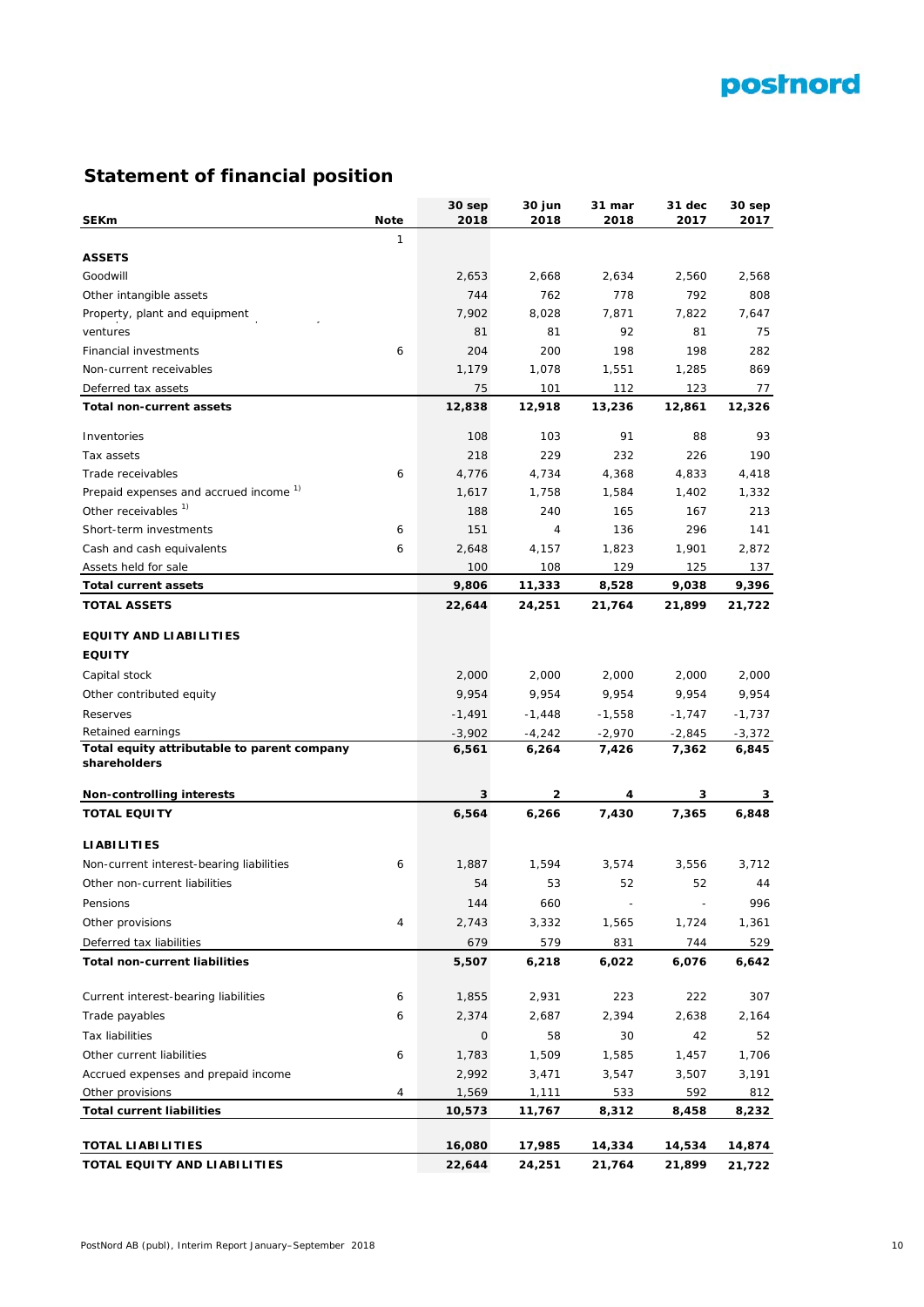## Statement of financial position

| SEKm | Note | 30 sep 2018 | 30 jun 2018 | 31 mar 2018 | 31 dec 2017 | 30 sep 2017 |
|---|---|---|---|---|---|---|
| | 1 | | | | | |
| **ASSETS** | | | | | | |
| Goodwill | | 2,653 | 2,668 | 2,634 | 2,560 | 2,568 |
| Other intangible assets | | 744 | 762 | 778 | 792 | 808 |
| Property, plant and equipment | | 7,902 | 8,028 | 7,871 | 7,822 | 7,647 |
| ventures | | 81 | 81 | 92 | 81 | 75 |
| Financial investments | 6 | 204 | 200 | 198 | 198 | 282 |
| Non-current receivables | | 1,179 | 1,078 | 1,551 | 1,285 | 869 |
| Deferred tax assets | | 75 | 101 | 112 | 123 | 77 |
| **Total non-current assets** | | **12,838** | **12,918** | **13,236** | **12,861** | **12,326** |
| Inventories | | 108 | 103 | 91 | 88 | 93 |
| Tax assets | | 218 | 229 | 232 | 226 | 190 |
| Trade receivables | 6 | 4,776 | 4,734 | 4,368 | 4,833 | 4,418 |
| Prepaid expenses and accrued income [1)] | | 1,617 | 1,758 | 1,584 | 1,402 | 1,332 |
| Other receivables [1)] | | 188 | 240 | 165 | 167 | 213 |
| Short-term investments | 6 | 151 | 4 | 136 | 296 | 141 |
| Cash and cash equivalents | 6 | 2,648 | 4,157 | 1,823 | 1,901 | 2,872 |
| Assets held for sale | | 100 | 108 | 129 | 125 | 137 |
| **Total current assets** | | **9,806** | **11,333** | **8,528** | **9,038** | **9,396** |
| **TOTAL ASSETS** | | **22,644** | **24,251** | **21,764** | **21,899** | **21,722** |
| **EQUITY AND LIABILITIES** | | | | | | |
| **EQUITY** | | | | | | |
| Capital stock | | 2,000 | 2,000 | 2,000 | 2,000 | 2,000 |
| Other contributed equity | | 9,954 | 9,954 | 9,954 | 9,954 | 9,954 |
| Reserves | | -1,491 | -1,448 | -1,558 | -1,747 | -1,737 |
| Retained earnings | | -3,902 | -4,242 | -2,970 | -2,845 | -3,372 |
| **Total equity attributable to parent company shareholders** | | **6,561** | **6,264** | **7,426** | **7,362** | **6,845** |
| **Non-controlling interests** | | **3** | **2** | **4** | **3** | **3** |
| **TOTAL EQUITY** | | **6,564** | **6,266** | **7,430** | **7,365** | **6,848** |
| **LIABILITIES** | | | | | | |
| Non-current interest-bearing liabilities | 6 | 1,887 | 1,594 | 3,574 | 3,556 | 3,712 |
| Other non-current liabilities | | 54 | 53 | 52 | 52 | 44 |
| Pensions | | 144 | 660 | - | - | 996 |
| Other provisions | 4 | 2,743 | 3,332 | 1,565 | 1,724 | 1,361 |
| Deferred tax liabilities | | 679 | 579 | 831 | 744 | 529 |
| **Total non-current liabilities** | | **5,507** | **6,218** | **6,022** | **6,076** | **6,642** |
| Current interest-bearing liabilities | 6 | 1,855 | 2,931 | 223 | 222 | 307 |
| Trade payables | 6 | 2,374 | 2,687 | 2,394 | 2,638 | 2,164 |
| Tax liabilities | | 0 | 58 | 30 | 42 | 52 |
| Other current liabilities | 6 | 1,783 | 1,509 | 1,585 | 1,457 | 1,706 |
| Accrued expenses and prepaid income | | 2,992 | 3,471 | 3,547 | 3,507 | 3,191 |
| Other provisions | 4 | 1,569 | 1,111 | 533 | 592 | 812 |
| **Total current liabilities** | | **10,573** | **11,767** | **8,312** | **8,458** | **8,232** |
| **TOTAL LIABILITIES** | | **16,080** | **17,985** | **14,334** | **14,534** | **14,874** |
| **TOTAL EQUITY AND LIABILITIES** | | **22,644** | **24,251** | **21,764** | **21,899** | **21,722** |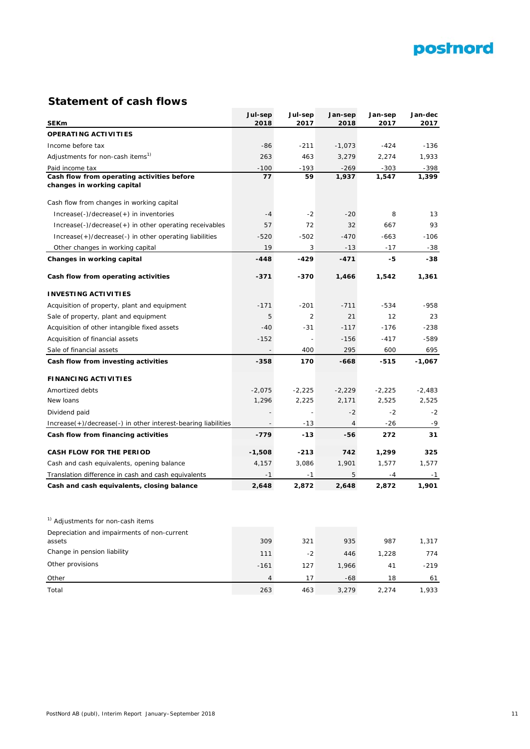## Statement of cash flows

| SEKm | Jul-sep 2018 | Jul-sep 2017 | Jan-sep 2018 | Jan-sep 2017 | Jan-dec 2017 |
|---|---|---|---|---|---|
| **OPERATING ACTIVITIES** | | | | | |
| Income before tax | -86 | -211 | -1,073 | -424 | -136 |
| Adjustments for non-cash items[1)] | 263 | 463 | 3,279 | 2,274 | 1,933 |
| Paid income tax | -100 | -193 | -269 | -303 | -398 |
| **Cash flow from operating activities before changes in working capital** | **77** | **59** | **1,937** | **1,547** | **1,399** |
| Cash flow from changes in working capital | | | | | |
| Increase(-)/decrease(+) in inventories | -4 | -2 | -20 | 8 | 13 |
| Increase(-)/decrease(+) in other operating receivables | 57 | 72 | 32 | 667 | 93 |
| Increase(+)/decrease(-) in other operating liabilities | -520 | -502 | -470 | -663 | -106 |
| Other changes in working capital | 19 | 3 | -13 | -17 | -38 |
| **Changes in working capital** | **-448** | **-429** | **-471** | **-5** | **-38** |
| **Cash flow from operating activities** | **-371** | **-370** | **1,466** | **1,542** | **1,361** |
| **INVESTING ACTIVITIES** | | | | | |
| Acquisition of property, plant and equipment | -171 | -201 | -711 | -534 | -958 |
| Sale of property, plant and equipment | 5 | 2 | 21 | 12 | 23 |
| Acquisition of other intangible fixed assets | -40 | -31 | -117 | -176 | -238 |
| Acquisition of financial assets | -152 | - | -156 | -417 | -589 |
| Sale of financial assets | - | 400 | 295 | 600 | 695 |
| **Cash flow from investing activities** | **-358** | **170** | **-668** | **-515** | **-1,067** |
| **FINANCING ACTIVITIES** | | | | | |
| Amortized debts | -2,075 | -2,225 | -2,229 | -2,225 | -2,483 |
| New loans | 1,296 | 2,225 | 2,171 | 2,525 | 2,525 |
| Dividend paid | - | - | -2 | -2 | -2 |
| Increase(+)/decrease(-) in other interest-bearing liabilities | - | -13 | 4 | -26 | -9 |
| **Cash flow from financing activities** | **-779** | **-13** | **-56** | **272** | **31** |
| **CASH FLOW FOR THE PERIOD** | **-1,508** | **-213** | **742** | **1,299** | **325** |
| Cash and cash equivalents, opening balance | 4,157 | 3,086 | 1,901 | 1,577 | 1,577 |
| Translation difference in cash and cash equivalents | -1 | -1 | 5 | -4 | -1 |
| **Cash and cash equivalents, closing balance** | **2,648** | **2,872** | **2,648** | **2,872** | **1,901** |

| 1) Adjustments for non-cash items | | | | | |
|---|---|---|---|---|---|
| Depreciation and impairments of non-current assets | 309 | 321 | 935 | 987 | 1,317 |
| Change in pension liability | 111 | -2 | 446 | 1,228 | 774 |
| Other provisions | -161 | 127 | 1,966 | 41 | -219 |
| Other | 4 | 17 | -68 | 18 | 61 |
| Total | 263 | 463 | 3,279 | 2,274 | 1,933 |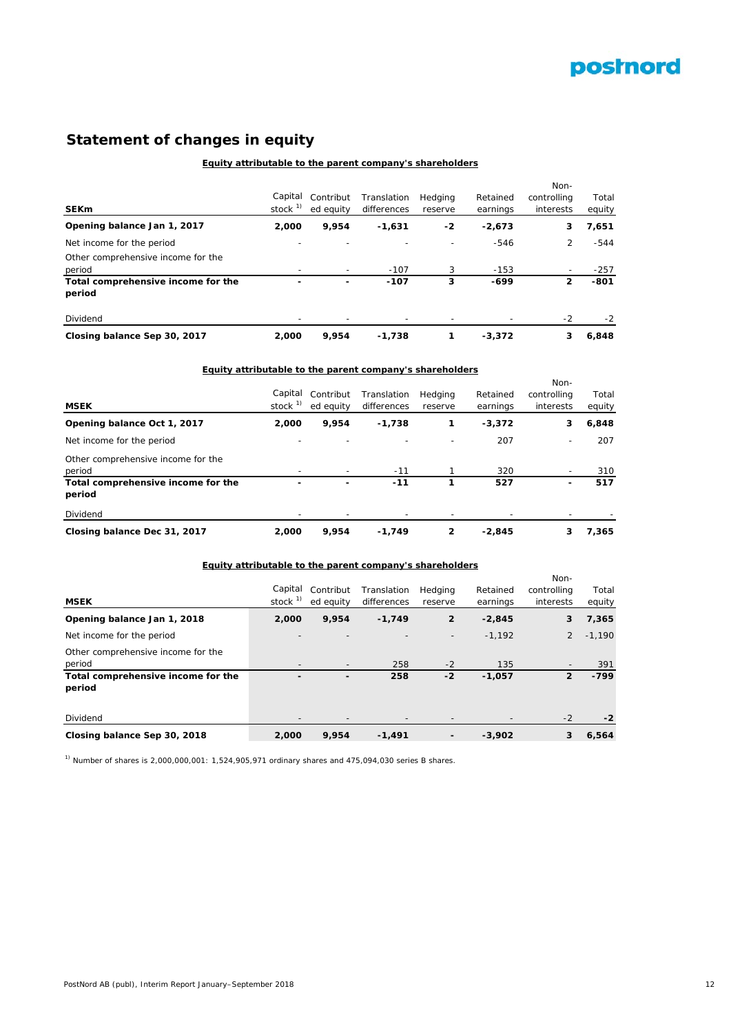# Statement of changes in equity

**Equity attributable to the parent company's shareholders**

| SEKm | Capital stock [1] | Contributed equity | Translation differences | Hedging reserve | Retained earnings | Non-controlling interests | Total equity |
|---|---|---|---|---|---|---|---|
| **Opening balance Jan 1, 2017** | **2,000** | **9,954** | **-1,631** | **-2** | **-2,673** | **3** | **7,651** |
| Net income for the period | - | - | - | - | -546 | 2 | -544 |
| Other comprehensive income for the period | - | - | -107 | 3 | -153 | - | -257 |
| **Total comprehensive income for the period** | **-** | **-** | **-107** | **3** | **-699** | **2** | **-801** |
| Dividend | - | - | - | - | - | -2 | -2 |
| **Closing balance Sep 30, 2017** | **2,000** | **9,954** | **-1,738** | **1** | **-3,372** | **3** | **6,848** |

**Equity attributable to the parent company's shareholders**

| MSEK | Capital stock [1] | Contributed equity | Translation differences | Hedging reserve | Retained earnings | Non-controlling interests | Total equity |
|---|---|---|---|---|---|---|---|
| **Opening balance Oct 1, 2017** | **2,000** | **9,954** | **-1,738** | **1** | **-3,372** | **3** | **6,848** |
| Net income for the period | - | - | - | - | 207 | - | 207 |
| Other comprehensive income for the period | - | - | -11 | 1 | 320 | - | 310 |
| **Total comprehensive income for the period** | **-** | **-** | **-11** | **1** | **527** | **-** | **517** |
| Dividend | - | - | - | - | - | - | - |
| **Closing balance Dec 31, 2017** | **2,000** | **9,954** | **-1,749** | **2** | **-2,845** | **3** | **7,365** |

**Equity attributable to the parent company's shareholders**

| MSEK | Capital stock [1] | Contributed equity | Translation differences | Hedging reserve | Retained earnings | Non-controlling interests | Total equity |
|---|---|---|---|---|---|---|---|
| **Opening balance Jan 1, 2018** | **2,000** | **9,954** | **-1,749** | **2** | **-2,845** | **3** | **7,365** |
| Net income for the period | - | - | - | - | -1,192 | 2 | -1,190 |
| Other comprehensive income for the period | - | - | 258 | -2 | 135 | - | 391 |
| **Total comprehensive income for the period** | **-** | **-** | **258** | **-2** | **-1,057** | **2** | **-799** |
| Dividend | - | - | - | - | - | -2 | **-2** |
| **Closing balance Sep 30, 2018** | **2,000** | **9,954** | **-1,491** | **-** | **-3,902** | **3** | **6,564** |

[1] Number of shares is 2,000,000,001: 1,524,905,971 ordinary shares and 475,094,030 series B shares.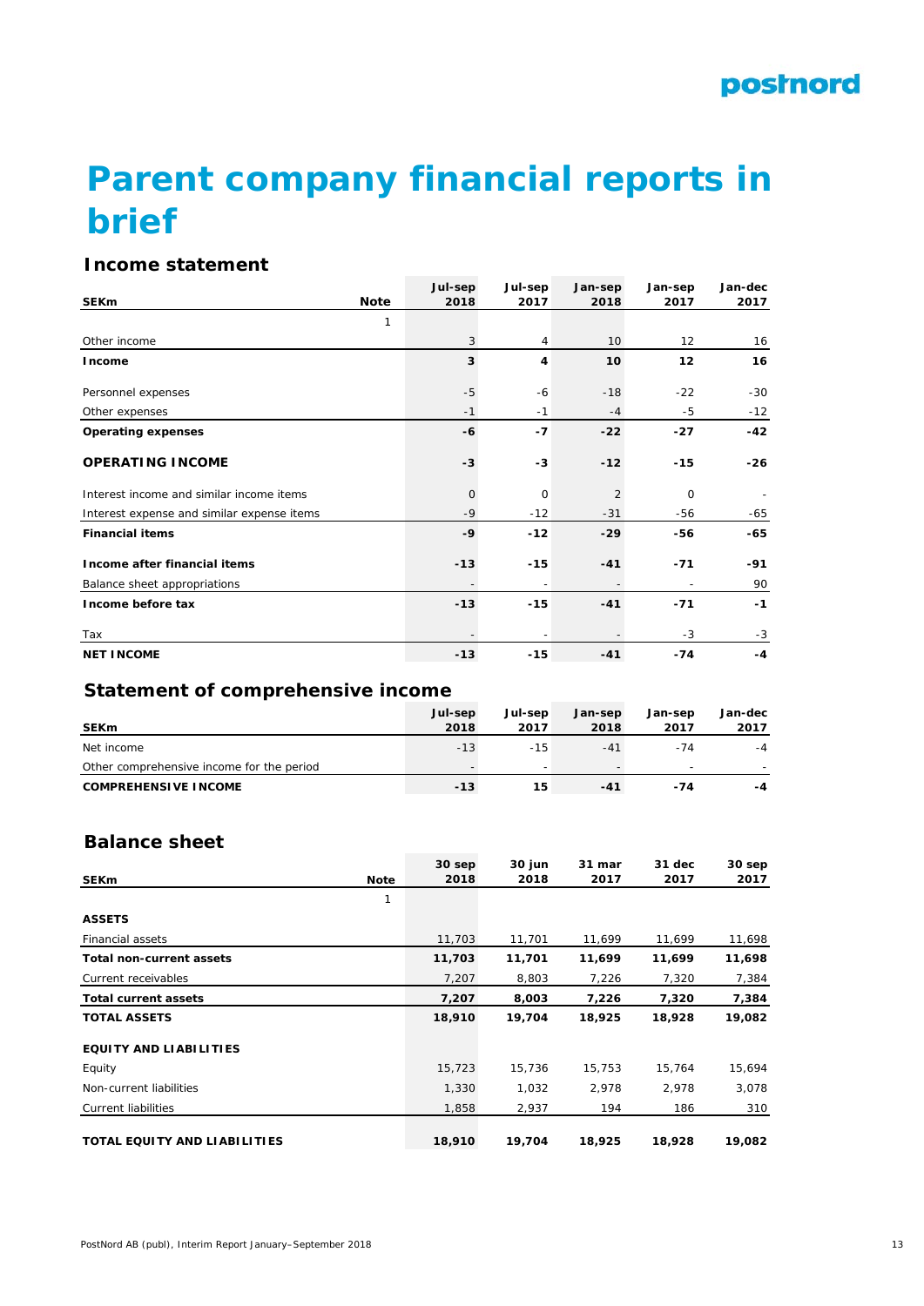# Parent company financial reports in brief

## Income statement

| SEKm | Note | Jul-sep 2018 | Jul-sep 2017 | Jan-sep 2018 | Jan-sep 2017 | Jan-dec 2017 |
|---|---|---|---|---|---|---|
| | 1 | | | | | |
| Other income | | 3 | 4 | 10 | 12 | 16 |
| **Income** | | **3** | **4** | **10** | **12** | **16** |
| Personnel expenses | | -5 | -6 | -18 | -22 | -30 |
| Other expenses | | -1 | -1 | -4 | -5 | -12 |
| **Operating expenses** | | **-6** | **-7** | **-22** | **-27** | **-42** |
| **OPERATING INCOME** | | **-3** | **-3** | **-12** | **-15** | **-26** |
| Interest income and similar income items | | 0 | 0 | 2 | 0 | - |
| Interest expense and similar expense items | | -9 | -12 | -31 | -56 | -65 |
| **Financial items** | | **-9** | **-12** | **-29** | **-56** | **-65** |
| **Income after financial items** | | **-13** | **-15** | **-41** | **-71** | **-91** |
| Balance sheet appropriations | | - | - | - | - | 90 |
| **Income before tax** | | **-13** | **-15** | **-41** | **-71** | **-1** |
| Tax | | - | - | - | -3 | -3 |
| **NET INCOME** | | **-13** | **-15** | **-41** | **-74** | **-4** |

## Statement of comprehensive income

| SEKm | Jul-sep 2018 | Jul-sep 2017 | Jan-sep 2018 | Jan-sep 2017 | Jan-dec 2017 |
|---|---|---|---|---|---|
| Net income | -13 | -15 | -41 | -74 | -4 |
| Other comprehensive income for the period | - | - | - | - | - |
| **COMPREHENSIVE INCOME** | **-13** | **15** | **-41** | **-74** | **-4** |

## Balance sheet

| SEKm | Note | 30 sep 2018 | 30 jun 2018 | 31 mar 2017 | 31 dec 2017 | 30 sep 2017 |
|---|---|---|---|---|---|---|
| | 1 | | | | | |
| **ASSETS** | | | | | | |
| Financial assets | | 11,703 | 11,701 | 11,699 | 11,699 | 11,698 |
| **Total non-current assets** | | **11,703** | **11,701** | **11,699** | **11,699** | **11,698** |
| Current receivables | | 7,207 | 8,803 | 7,226 | 7,320 | 7,384 |
| **Total current assets** | | **7,207** | **8,003** | **7,226** | **7,320** | **7,384** |
| **TOTAL ASSETS** | | **18,910** | **19,704** | **18,925** | **18,928** | **19,082** |
| **EQUITY AND LIABILITIES** | | | | | | |
| Equity | | 15,723 | 15,736 | 15,753 | 15,764 | 15,694 |
| Non-current liabilities | | 1,330 | 1,032 | 2,978 | 2,978 | 3,078 |
| Current liabilities | | 1,858 | 2,937 | 194 | 186 | 310 |
| **TOTAL EQUITY AND LIABILITIES** | | **18,910** | **19,704** | **18,925** | **18,928** | **19,082** |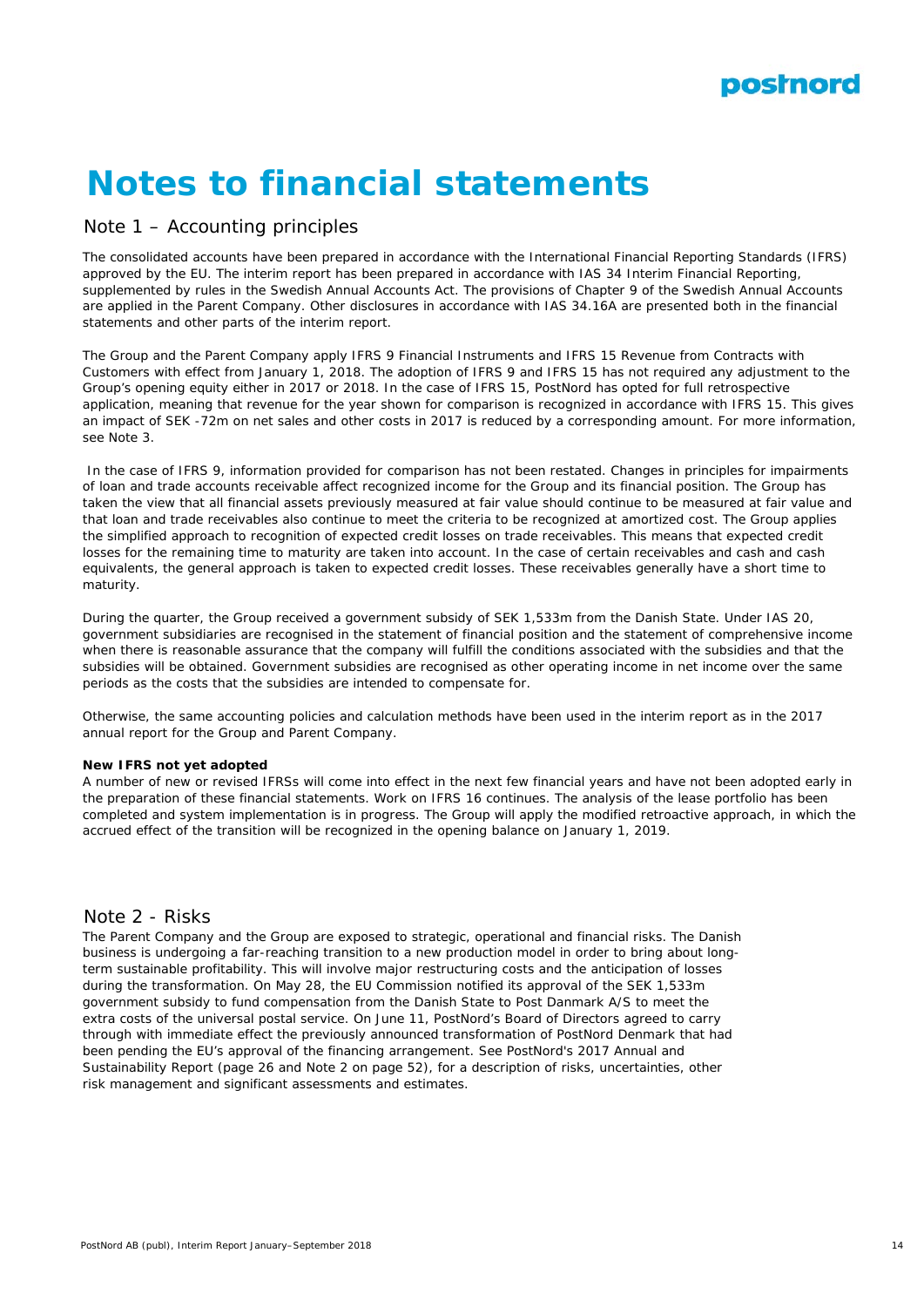# Notes to financial statements

## Note 1 – Accounting principles

The consolidated accounts have been prepared in accordance with the International Financial Reporting Standards (IFRS) approved by the EU. The interim report has been prepared in accordance with IAS 34 Interim Financial Reporting, supplemented by rules in the Swedish Annual Accounts Act. The provisions of Chapter 9 of the Swedish Annual Accounts are applied in the Parent Company. Other disclosures in accordance with IAS 34.16A are presented both in the financial statements and other parts of the interim report.

The Group and the Parent Company apply IFRS 9 Financial Instruments and IFRS 15 Revenue from Contracts with Customers with effect from January 1, 2018. The adoption of IFRS 9 and IFRS 15 has not required any adjustment to the Group's opening equity either in 2017 or 2018. In the case of IFRS 15, PostNord has opted for full retrospective application, meaning that revenue for the year shown for comparison is recognized in accordance with IFRS 15. This gives an impact of SEK -72m on net sales and other costs in 2017 is reduced by a corresponding amount. For more information, see Note 3.

In the case of IFRS 9, information provided for comparison has not been restated. Changes in principles for impairments of loan and trade accounts receivable affect recognized income for the Group and its financial position. The Group has taken the view that all financial assets previously measured at fair value should continue to be measured at fair value and that loan and trade receivables also continue to meet the criteria to be recognized at amortized cost. The Group applies the simplified approach to recognition of expected credit losses on trade receivables. This means that expected credit losses for the remaining time to maturity are taken into account. In the case of certain receivables and cash and cash equivalents, the general approach is taken to expected credit losses. These receivables generally have a short time to maturity.

During the quarter, the Group received a government subsidy of SEK 1,533m from the Danish State. Under IAS 20, government subsidiaries are recognised in the statement of financial position and the statement of comprehensive income when there is reasonable assurance that the company will fulfill the conditions associated with the subsidies and that the subsidies will be obtained. Government subsidies are recognised as other operating income in net income over the same periods as the costs that the subsidies are intended to compensate for.

Otherwise, the same accounting policies and calculation methods have been used in the interim report as in the 2017 annual report for the Group and Parent Company.

**New IFRS not yet adopted**

A number of new or revised IFRSs will come into effect in the next few financial years and have not been adopted early in the preparation of these financial statements. Work on IFRS 16 continues. The analysis of the lease portfolio has been completed and system implementation is in progress. The Group will apply the modified retroactive approach, in which the accrued effect of the transition will be recognized in the opening balance on January 1, 2019.

## Note 2 - Risks

The Parent Company and the Group are exposed to strategic, operational and financial risks. The Danish business is undergoing a far-reaching transition to a new production model in order to bring about long-term sustainable profitability. This will involve major restructuring costs and the anticipation of losses during the transformation. On May 28, the EU Commission notified its approval of the SEK 1,533m government subsidy to fund compensation from the Danish State to Post Danmark A/S to meet the extra costs of the universal postal service. On June 11, PostNord's Board of Directors agreed to carry through with immediate effect the previously announced transformation of PostNord Denmark that had been pending the EU's approval of the financing arrangement. See PostNord's 2017 Annual and Sustainability Report (page 26 and Note 2 on page 52), for a description of risks, uncertainties, other risk management and significant assessments and estimates.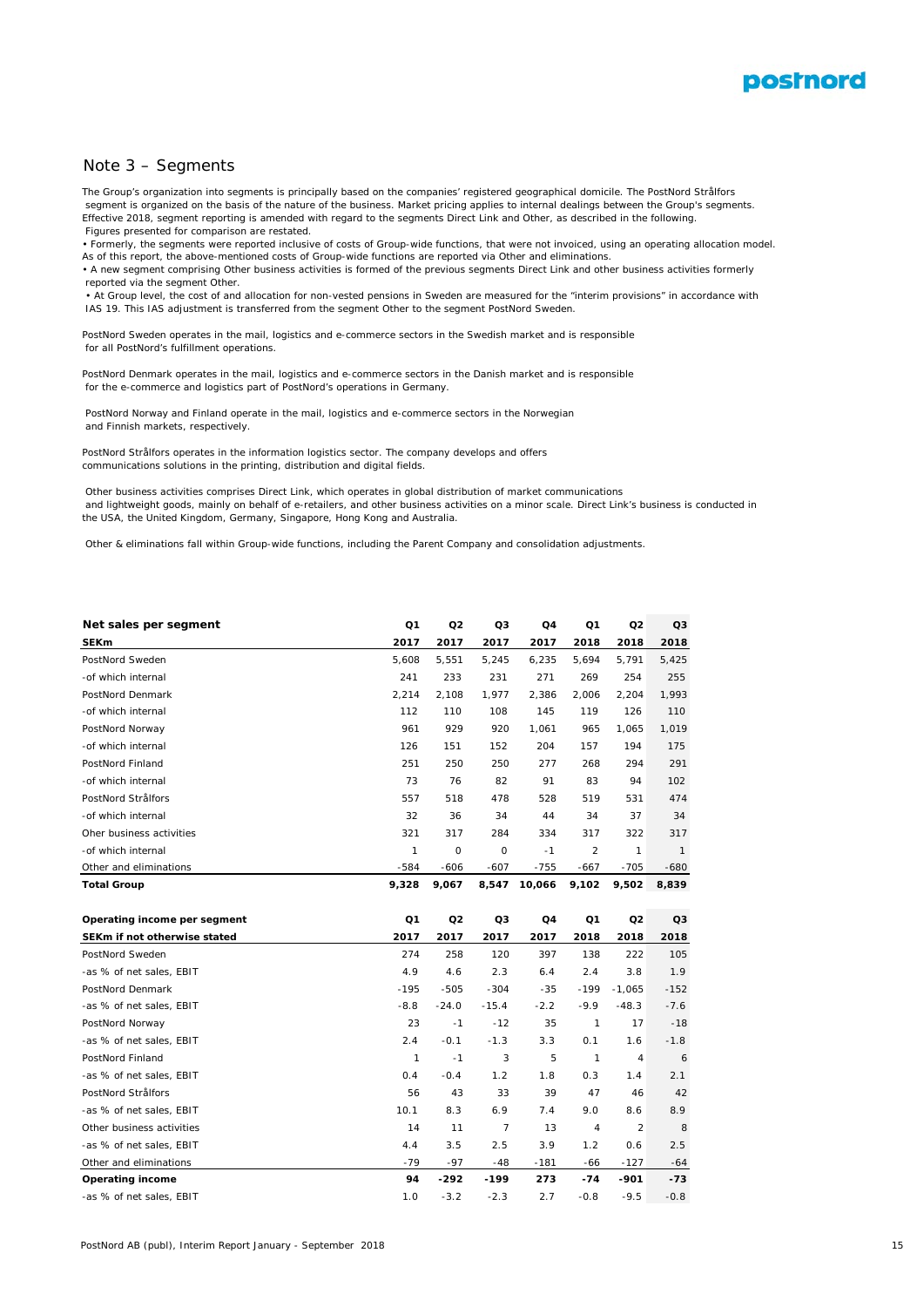## Note 3 – Segments

The Group's organization into segments is principally based on the companies' registered geographical domicile. The PostNord Strålfors segment is organized on the basis of the nature of the business. Market pricing applies to internal dealings between the Group's segments. Effective 2018, segment reporting is amended with regard to the segments Direct Link and Other, as described in the following. Figures presented for comparison are restated.

- Formerly, the segments were reported inclusive of costs of Group-wide functions, that were not invoiced, using an operating allocation model. As of this report, the above-mentioned costs of Group-wide functions are reported via Other and eliminations.
- A new segment comprising Other business activities is formed of the previous segments Direct Link and other business activities formerly reported via the segment Other.
- At Group level, the cost of and allocation for non-vested pensions in Sweden are measured for the "interim provisions" in accordance with IAS 19. This IAS adjustment is transferred from the segment Other to the segment PostNord Sweden.

PostNord Sweden operates in the mail, logistics and e-commerce sectors in the Swedish market and is responsible for all PostNord's fulfillment operations.

PostNord Denmark operates in the mail, logistics and e-commerce sectors in the Danish market and is responsible for the e-commerce and logistics part of PostNord's operations in Germany.

PostNord Norway and Finland operate in the mail, logistics and e-commerce sectors in the Norwegian and Finnish markets, respectively.

PostNord Strålfors operates in the information logistics sector. The company develops and offers communications solutions in the printing, distribution and digital fields.

Other business activities comprises Direct Link, which operates in global distribution of market communications and lightweight goods, mainly on behalf of e-retailers, and other business activities on a minor scale. Direct Link's business is conducted in the USA, the United Kingdom, Germany, Singapore, Hong Kong and Australia.

Other & eliminations fall within Group-wide functions, including the Parent Company and consolidation adjustments.

| **Net sales per segment** | Q1 | Q2 | Q3 | Q4 | Q1 | Q2 | Q3 |
|---|---|---|---|---|---|---|---|
| **SEKm** | **2017** | **2017** | **2017** | **2017** | **2018** | **2018** | **2018** |
| PostNord Sweden | 5,608 | 5,551 | 5,245 | 6,235 | 5,694 | 5,791 | 5,425 |
| -of which internal | 241 | 233 | 231 | 271 | 269 | 254 | 255 |
| PostNord Denmark | 2,214 | 2,108 | 1,977 | 2,386 | 2,006 | 2,204 | 1,993 |
| -of which internal | 112 | 110 | 108 | 145 | 119 | 126 | 110 |
| PostNord Norway | 961 | 929 | 920 | 1,061 | 965 | 1,065 | 1,019 |
| -of which internal | 126 | 151 | 152 | 204 | 157 | 194 | 175 |
| PostNord Finland | 251 | 250 | 250 | 277 | 268 | 294 | 291 |
| -of which internal | 73 | 76 | 82 | 91 | 83 | 94 | 102 |
| PostNord Strålfors | 557 | 518 | 478 | 528 | 519 | 531 | 474 |
| -of which internal | 32 | 36 | 34 | 44 | 34 | 37 | 34 |
| Oher business activities | 321 | 317 | 284 | 334 | 317 | 322 | 317 |
| -of which internal | 1 | 0 | 0 | -1 | 2 | 1 | 1 |
| Other and eliminations | -584 | -606 | -607 | -755 | -667 | -705 | -680 |
| **Total Group** | **9,328** | **9,067** | **8,547** | **10,066** | **9,102** | **9,502** | **8,839** |

| **Operating income per segment** | Q1 | Q2 | Q3 | Q4 | Q1 | Q2 | Q3 |
|---|---|---|---|---|---|---|---|
| **SEKm if not otherwise stated** | **2017** | **2017** | **2017** | **2017** | **2018** | **2018** | **2018** |
| PostNord Sweden | 274 | 258 | 120 | 397 | 138 | 222 | 105 |
| -as % of net sales, EBIT | 4.9 | 4.6 | 2.3 | 6.4 | 2.4 | 3.8 | 1.9 |
| PostNord Denmark | -195 | -505 | -304 | -35 | -199 | -1,065 | -152 |
| -as % of net sales, EBIT | -8.8 | -24.0 | -15.4 | -2.2 | -9.9 | -48.3 | -7.6 |
| PostNord Norway | 23 | -1 | -12 | 35 | 1 | 17 | -18 |
| -as % of net sales, EBIT | 2.4 | -0.1 | -1.3 | 3.3 | 0.1 | 1.6 | -1.8 |
| PostNord Finland | 1 | -1 | 3 | 5 | 1 | 4 | 6 |
| -as % of net sales, EBIT | 0.4 | -0.4 | 1.2 | 1.8 | 0.3 | 1.4 | 2.1 |
| PostNord Strålfors | 56 | 43 | 33 | 39 | 47 | 46 | 42 |
| -as % of net sales, EBIT | 10.1 | 8.3 | 6.9 | 7.4 | 9.0 | 8.6 | 8.9 |
| Other business activities | 14 | 11 | 7 | 13 | 4 | 2 | 8 |
| -as % of net sales, EBIT | 4.4 | 3.5 | 2.5 | 3.9 | 1.2 | 0.6 | 2.5 |
| Other and eliminations | -79 | -97 | -48 | -181 | -66 | -127 | -64 |
| **Operating income** | **94** | **-292** | **-199** | **273** | **-74** | **-901** | **-73** |
| -as % of net sales, EBIT | 1.0 | -3.2 | -2.3 | 2.7 | -0.8 | -9.5 | -0.8 |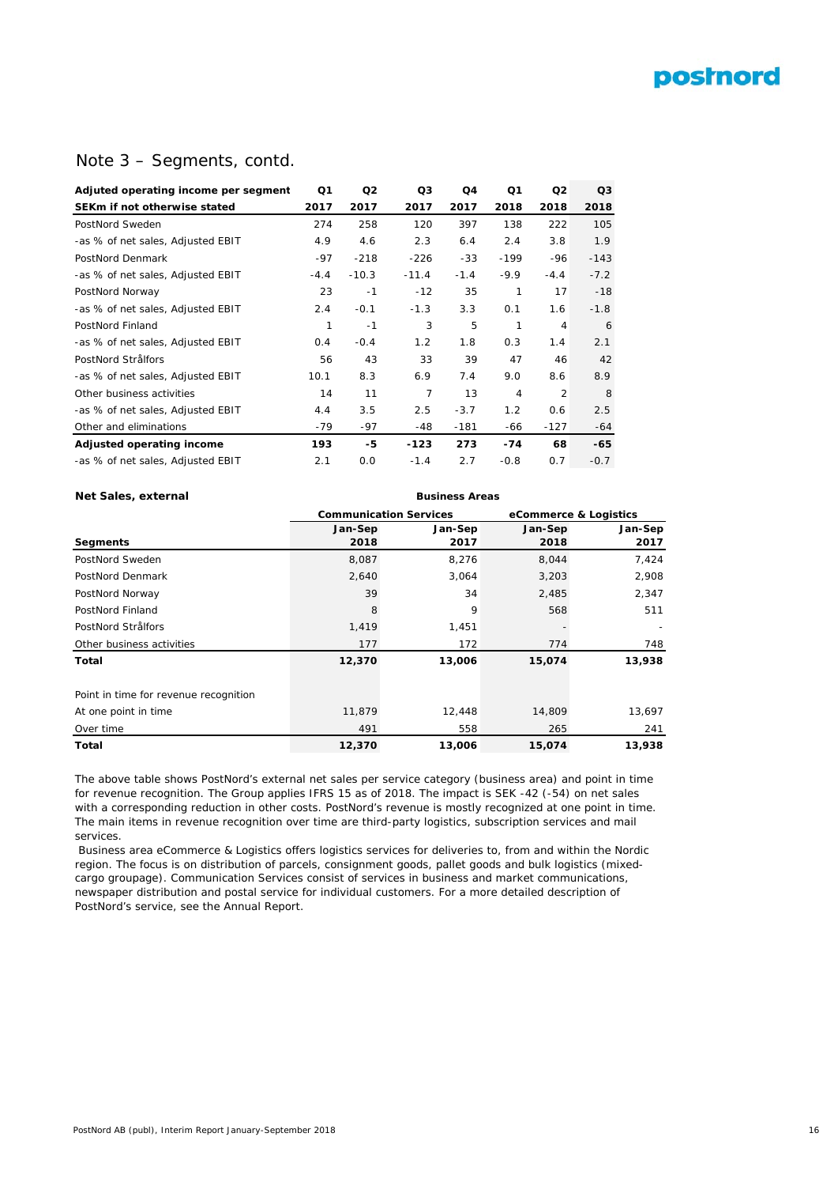# Note 3 – Segments, contd.

| Adjuted operating income per segment<br>SEKm if not otherwise stated | Q1<br>2017 | Q2<br>2017 | Q3<br>2017 | Q4<br>2017 | Q1<br>2018 | Q2<br>2018 | Q3<br>2018 |
|---|---|---|---|---|---|---|---|
| PostNord Sweden | 274 | 258 | 120 | 397 | 138 | 222 | 105 |
| -as % of net sales, Adjusted EBIT | 4.9 | 4.6 | 2.3 | 6.4 | 2.4 | 3.8 | 1.9 |
| PostNord Denmark | -97 | -218 | -226 | -33 | -199 | -96 | -143 |
| -as % of net sales, Adjusted EBIT | -4.4 | -10.3 | -11.4 | -1.4 | -9.9 | -4.4 | -7.2 |
| PostNord Norway | 23 | -1 | -12 | 35 | 1 | 17 | -18 |
| -as % of net sales, Adjusted EBIT | 2.4 | -0.1 | -1.3 | 3.3 | 0.1 | 1.6 | -1.8 |
| PostNord Finland | 1 | -1 | 3 | 5 | 1 | 4 | 6 |
| -as % of net sales, Adjusted EBIT | 0.4 | -0.4 | 1.2 | 1.8 | 0.3 | 1.4 | 2.1 |
| PostNord Strålfors | 56 | 43 | 33 | 39 | 47 | 46 | 42 |
| -as % of net sales, Adjusted EBIT | 10.1 | 8.3 | 6.9 | 7.4 | 9.0 | 8.6 | 8.9 |
| Other business activities | 14 | 11 | 7 | 13 | 4 | 2 | 8 |
| -as % of net sales, Adjusted EBIT | 4.4 | 3.5 | 2.5 | -3.7 | 1.2 | 0.6 | 2.5 |
| Other and eliminations | -79 | -97 | -48 | -181 | -66 | -127 | -64 |
| **Adjusted operating income** | **193** | **-5** | **-123** | **273** | **-74** | **68** | **-65** |
| -as % of net sales, Adjusted EBIT | 2.1 | 0.0 | -1.4 | 2.7 | -0.8 | 0.7 | -0.7 |

| **Net Sales, external** | **Business Areas** | | | |
|---|---|---|---|---|
| | **Communication Services** | | **eCommerce & Logistics** | |
| **Segments** | **Jan-Sep 2018** | **Jan-Sep 2017** | **Jan-Sep 2018** | **Jan-Sep 2017** |
| PostNord Sweden | 8,087 | 8,276 | 8,044 | 7,424 |
| PostNord Denmark | 2,640 | 3,064 | 3,203 | 2,908 |
| PostNord Norway | 39 | 34 | 2,485 | 2,347 |
| PostNord Finland | 8 | 9 | 568 | 511 |
| PostNord Strålfors | 1,419 | 1,451 | - | - |
| Other business activities | 177 | 172 | 774 | 748 |
| **Total** | **12,370** | **13,006** | **15,074** | **13,938** |
| | | | | |
| Point in time for revenue recognition | | | | |
| At one point in time | 11,879 | 12,448 | 14,809 | 13,697 |
| Over time | 491 | 558 | 265 | 241 |
| **Total** | **12,370** | **13,006** | **15,074** | **13,938** |

The above table shows PostNord's external net sales per service category (business area) and point in time for revenue recognition. The Group applies IFRS 15 as of 2018. The impact is SEK -42 (-54) on net sales with a corresponding reduction in other costs. PostNord's revenue is mostly recognized at one point in time. The main items in revenue recognition over time are third-party logistics, subscription services and mail services.

Business area eCommerce & Logistics offers logistics services for deliveries to, from and within the Nordic region. The focus is on distribution of parcels, consignment goods, pallet goods and bulk logistics (mixed-cargo groupage). Communication Services consist of services in business and market communications, newspaper distribution and postal service for individual customers. For a more detailed description of PostNord's service, see the Annual Report.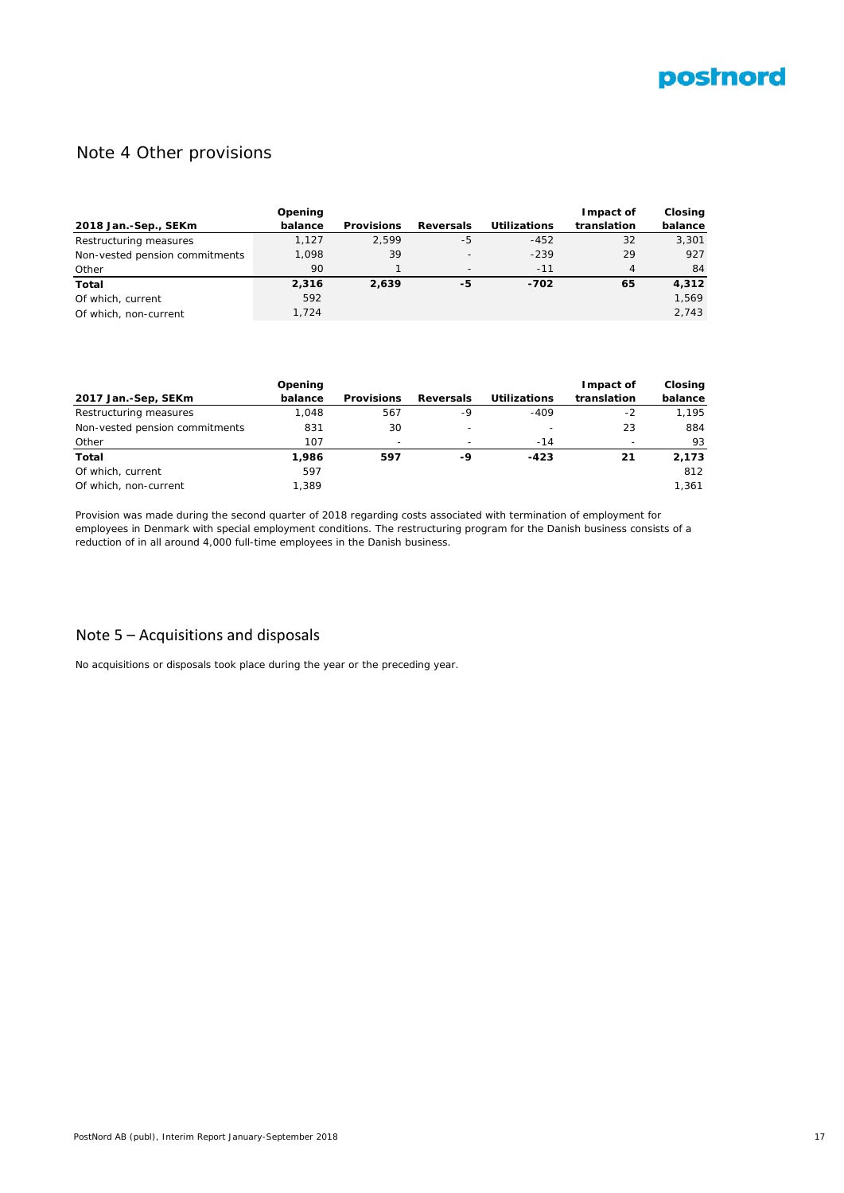## Note 4 Other provisions

| 2018 Jan.-Sep., SEKm | Opening balance | Provisions | Reversals | Utilizations | Impact of translation | Closing balance |
|---|---|---|---|---|---|---|
| Restructuring measures | 1,127 | 2,599 | -5 | -452 | 32 | 3,301 |
| Non-vested pension commitments | 1,098 | 39 | - | -239 | 29 | 927 |
| Other | 90 | 1 | - | -11 | 4 | 84 |
| **Total** | **2,316** | **2,639** | **-5** | **-702** | **65** | **4,312** |
| Of which, current | 592 | | | | | 1,569 |
| Of which, non-current | 1,724 | | | | | 2,743 |

| 2017 Jan.-Sep, SEKm | Opening balance | Provisions | Reversals | Utilizations | Impact of translation | Closing balance |
|---|---|---|---|---|---|---|
| Restructuring measures | 1,048 | 567 | -9 | -409 | -2 | 1,195 |
| Non-vested pension commitments | 831 | 30 | - | - | 23 | 884 |
| Other | 107 | - | - | -14 | - | 93 |
| **Total** | **1,986** | **597** | **-9** | **-423** | **21** | **2,173** |
| Of which, current | 597 | | | | | 812 |
| Of which, non-current | 1,389 | | | | | 1,361 |

Provision was made during the second quarter of 2018 regarding costs associated with termination of employment for employees in Denmark with special employment conditions. The restructuring program for the Danish business consists of a reduction of in all around 4,000 full-time employees in the Danish business.

## Note 5 – Acquisitions and disposals

No acquisitions or disposals took place during the year or the preceding year.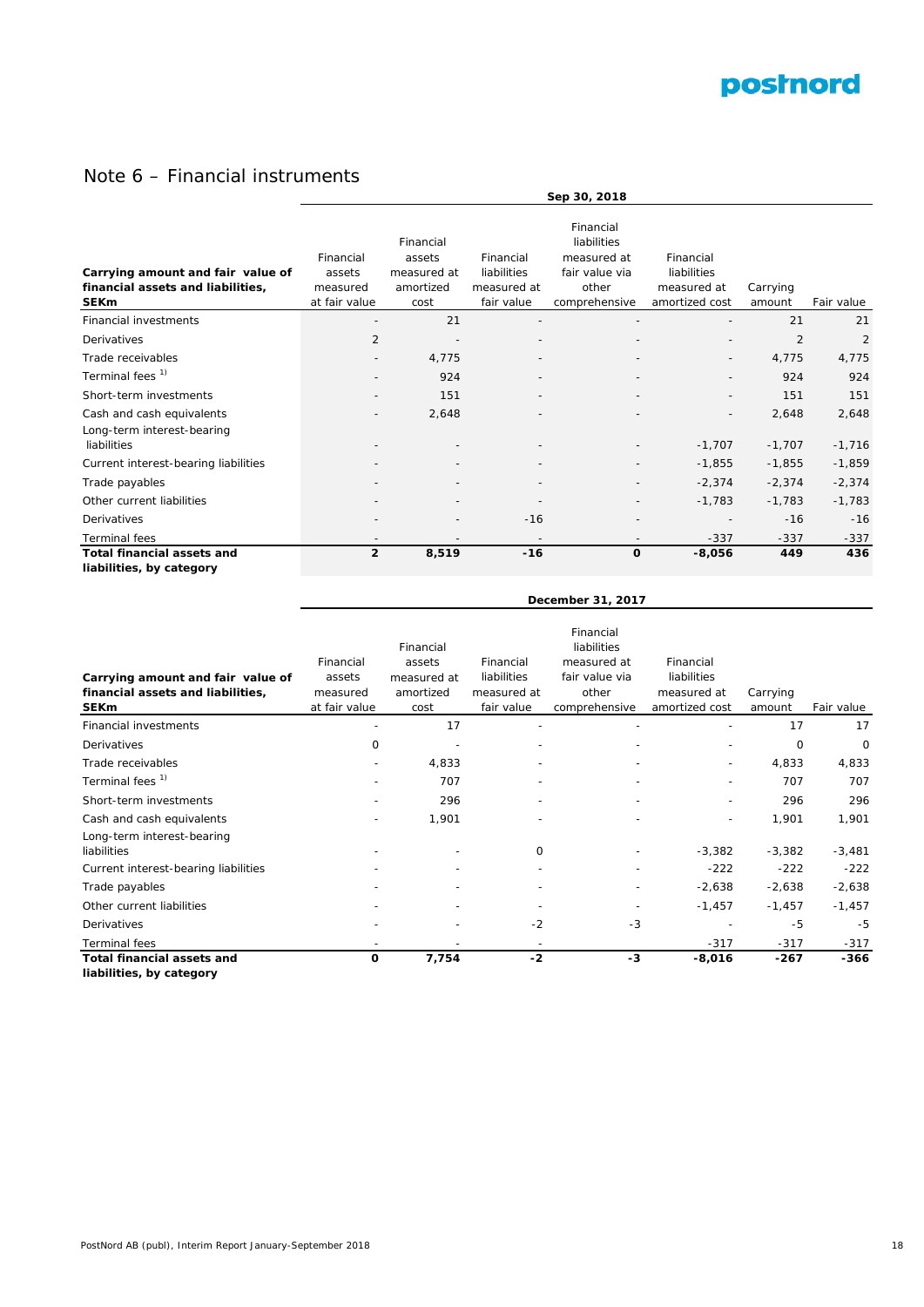# Note 6 – Financial instruments

| Carrying amount and fair value of financial assets and liabilities, SEKm | Sep 30, 2018 | | | | | | |
|---|---|---|---|---|---|---|---|
| | Financial assets measured at fair value | Financial assets measured at amortized cost | Financial liabilities measured at fair value | Financial liabilities measured at fair value via other comprehensive | Financial liabilities measured at amortized cost | Carrying amount | Fair value |
| Financial investments | - | 21 | - | - | - | 21 | 21 |
| Derivatives | 2 | - | - | - | - | 2 | 2 |
| Trade receivables | - | 4,775 | - | - | - | 4,775 | 4,775 |
| Terminal fees [1] | - | 924 | - | - | - | 924 | 924 |
| Short-term investments | - | 151 | - | - | - | 151 | 151 |
| Cash and cash equivalents | - | 2,648 | - | - | - | 2,648 | 2,648 |
| Long-term interest-bearing liabilities | - | - | - | - | -1,707 | -1,707 | -1,716 |
| Current interest-bearing liabilities | - | - | - | - | -1,855 | -1,855 | -1,859 |
| Trade payables | - | - | - | - | -2,374 | -2,374 | -2,374 |
| Other current liabilities | - | - | - | - | -1,783 | -1,783 | -1,783 |
| Derivatives | - | - | -16 | - | - | -16 | -16 |
| Terminal fees | - | - | - | - | -337 | -337 | -337 |
| **Total financial assets and liabilities, by category** | **2** | **8,519** | **-16** | **0** | **-8,056** | **449** | **436** |

| Carrying amount and fair value of financial assets and liabilities, SEKm | December 31, 2017 | | | | | | |
|---|---|---|---|---|---|---|---|
| | Financial assets measured at fair value | Financial assets measured at amortized cost | Financial liabilities measured at fair value | Financial liabilities measured at fair value via other comprehensive | Financial liabilities measured at amortized cost | Carrying amount | Fair value |
| Financial investments | - | 17 | - | - | - | 17 | 17 |
| Derivatives | 0 | - | - | - | - | 0 | 0 |
| Trade receivables | - | 4,833 | - | - | - | 4,833 | 4,833 |
| Terminal fees [1] | - | 707 | - | - | - | 707 | 707 |
| Short-term investments | - | 296 | - | - | - | 296 | 296 |
| Cash and cash equivalents | - | 1,901 | - | - | - | 1,901 | 1,901 |
| Long-term interest-bearing liabilities | - | - | 0 | - | -3,382 | -3,382 | -3,481 |
| Current interest-bearing liabilities | - | - | - | - | -222 | -222 | -222 |
| Trade payables | - | - | - | - | -2,638 | -2,638 | -2,638 |
| Other current liabilities | - | - | - | - | -1,457 | -1,457 | -1,457 |
| Derivatives | - | - | -2 | -3 | - | -5 | -5 |
| Terminal fees | - | - | - | - | -317 | -317 | -317 |
| **Total financial assets and liabilities, by category** | **0** | **7,754** | **-2** | **-3** | **-8,016** | **-267** | **-366** |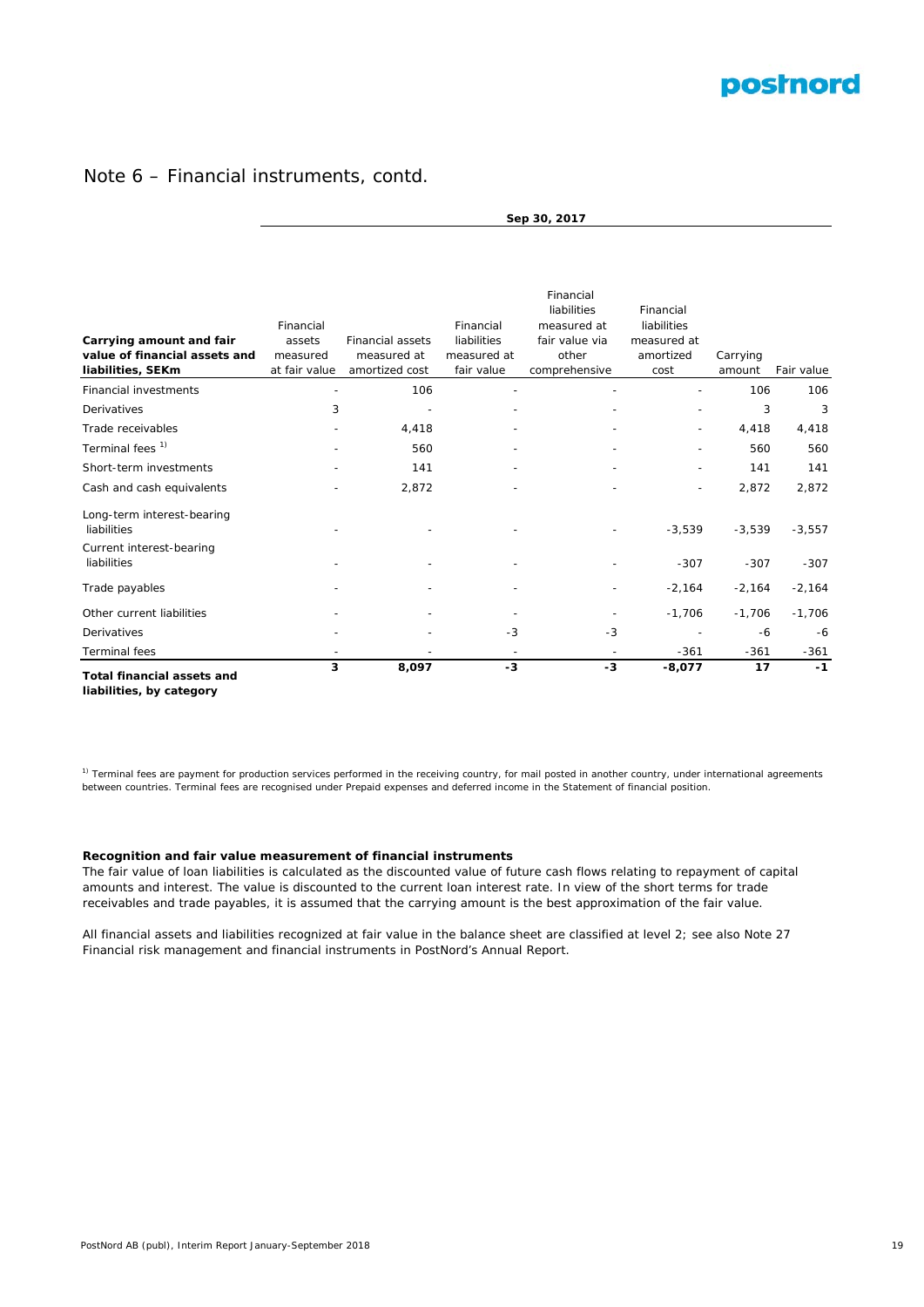# Note 6 – Financial instruments, contd.

| | Sep 30, 2017 | | | | | | |
|---|---|---|---|---|---|---|---|
| **Carrying amount and fair value of financial assets and liabilities, SEKm** | Financial assets measured at fair value | Financial assets measured at amortized cost | Financial liabilities measured at fair value | Financial liabilities measured at fair value via other comprehensive | Financial liabilities measured at amortized cost | Carrying amount | Fair value |
| Financial investments | - | 106 | - | - | - | 106 | 106 |
| Derivatives | 3 | - | - | - | - | 3 | 3 |
| Trade receivables | - | 4,418 | - | - | - | 4,418 | 4,418 |
| Terminal fees [1)] | - | 560 | - | - | - | 560 | 560 |
| Short-term investments | - | 141 | - | - | - | 141 | 141 |
| Cash and cash equivalents | - | 2,872 | - | - | - | 2,872 | 2,872 |
| Long-term interest-bearing liabilities | - | - | - | - | -3,539 | -3,539 | -3,557 |
| Current interest-bearing liabilities | - | - | - | - | -307 | -307 | -307 |
| Trade payables | - | - | - | - | -2,164 | -2,164 | -2,164 |
| Other current liabilities | - | - | - | - | -1,706 | -1,706 | -1,706 |
| Derivatives | - | - | -3 | -3 | - | -6 | -6 |
| Terminal fees | - | - | - | - | -361 | -361 | -361 |
| **Total financial assets and liabilities, by category** | **3** | **8,097** | **-3** | **-3** | **-8,077** | **17** | **-1** |

[1)] Terminal fees are payment for production services performed in the receiving country, for mail posted in another country, under international agreements between countries. Terminal fees are recognised under Prepaid expenses and deferred income in the Statement of financial position.

**Recognition and fair value measurement of financial instruments**

The fair value of loan liabilities is calculated as the discounted value of future cash flows relating to repayment of capital amounts and interest. The value is discounted to the current loan interest rate. In view of the short terms for trade receivables and trade payables, it is assumed that the carrying amount is the best approximation of the fair value.

All financial assets and liabilities recognized at fair value in the balance sheet are classified at level 2; see also Note 27 Financial risk management and financial instruments in PostNord's Annual Report.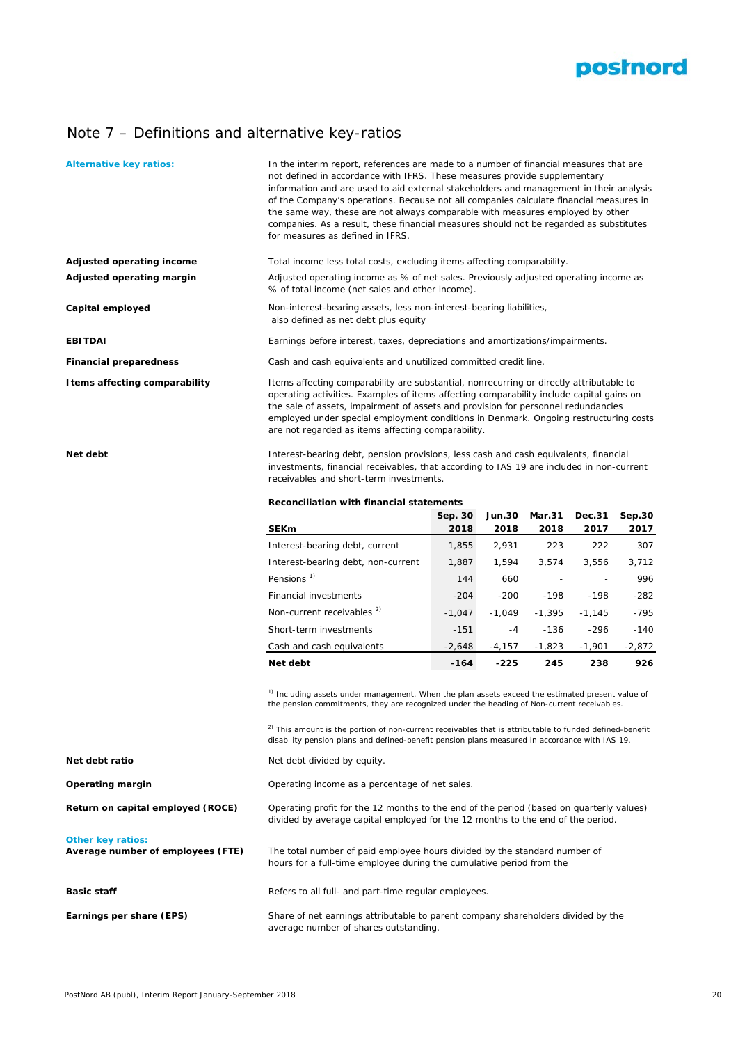# Note 7 – Definitions and alternative key-ratios

**Alternative key ratios:**

In the interim report, references are made to a number of financial measures that are not defined in accordance with IFRS. These measures provide supplementary information and are used to aid external stakeholders and management in their analysis of the Company's operations. Because not all companies calculate financial measures in the same way, these are not always comparable with measures employed by other companies. As a result, these financial measures should not be regarded as substitutes for measures as defined in IFRS.

**Adjusted operating income**

Total income less total costs, excluding items affecting comparability.

**Adjusted operating margin**

Adjusted operating income as % of net sales. Previously adjusted operating income as % of total income (net sales and other income).

**Capital employed**

Non-interest-bearing assets, less non-interest-bearing liabilities, also defined as net debt plus equity

**EBITDAI**

Earnings before interest, taxes, depreciations and amortizations/impairments.

**Financial preparedness**

Cash and cash equivalents and unutilized committed credit line.

**Items affecting comparability**

Items affecting comparability are substantial, nonrecurring or directly attributable to operating activities. Examples of items affecting comparability include capital gains on the sale of assets, impairment of assets and provision for personnel redundancies employed under special employment conditions in Denmark. Ongoing restructuring costs are not regarded as items affecting comparability.

**Net debt**

Interest-bearing debt, pension provisions, less cash and cash equivalents, financial investments, financial receivables, that according to IAS 19 are included in non-current receivables and short-term investments.

**Reconciliation with financial statements**

| SEKm | Sep. 30 2018 | Jun.30 2018 | Mar.31 2018 | Dec.31 2017 | Sep.30 2017 |
|---|---|---|---|---|---|
| Interest-bearing debt, current | 1,855 | 2,931 | 223 | 222 | 307 |
| Interest-bearing debt, non-current | 1,887 | 1,594 | 3,574 | 3,556 | 3,712 |
| Pensions [1] | 144 | 660 | - | - | 996 |
| Financial investments | -204 | -200 | -198 | -198 | -282 |
| Non-current receivables [2] | -1,047 | -1,049 | -1,395 | -1,145 | -795 |
| Short-term investments | -151 | -4 | -136 | -296 | -140 |
| Cash and cash equivalents | -2,648 | -4,157 | -1,823 | -1,901 | -2,872 |
| **Net debt** | **-164** | **-225** | **245** | **238** | **926** |

[1] Including assets under management. When the plan assets exceed the estimated present value of the pension commitments, they are recognized under the heading of Non-current receivables.

[2] This amount is the portion of non-current receivables that is attributable to funded defined-benefit disability pension plans and defined-benefit pension plans measured in accordance with IAS 19.

**Net debt ratio**

Net debt divided by equity.

**Operating margin**

Operating income as a percentage of net sales.

**Return on capital employed (ROCE)**

Operating profit for the 12 months to the end of the period (based on quarterly values) divided by average capital employed for the 12 months to the end of the period.

**Other key ratios:**

**Average number of employees (FTE)**

The total number of paid employee hours divided by the standard number of hours for a full-time employee during the cumulative period from the

**Basic staff**

Refers to all full- and part-time regular employees.

**Earnings per share (EPS)**

Share of net earnings attributable to parent company shareholders divided by the average number of shares outstanding.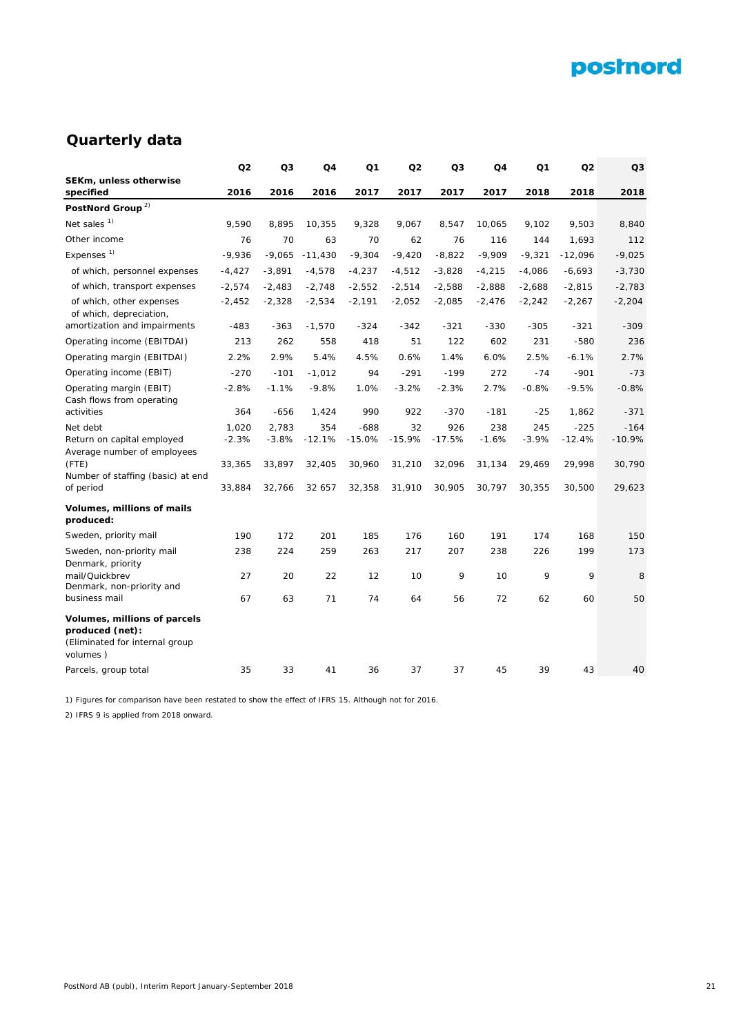## Quarterly data

| SEKm, unless otherwise specified | Q2 2016 | Q3 2016 | Q4 2016 | Q1 2017 | Q2 2017 | Q3 2017 | Q4 2017 | Q1 2018 | Q2 2018 | Q3 2018 |
|---|---|---|---|---|---|---|---|---|---|---|
| **PostNord Group** [2] | | | | | | | | | | |
| Net sales [1] | 9,590 | 8,895 | 10,355 | 9,328 | 9,067 | 8,547 | 10,065 | 9,102 | 9,503 | 8,840 |
| Other income | 76 | 70 | 63 | 70 | 62 | 76 | 116 | 144 | 1,693 | 112 |
| Expenses [1] | -9,936 | -9,065 | -11,430 | -9,304 | -9,420 | -8,822 | -9,909 | -9,321 | -12,096 | -9,025 |
| of which, personnel expenses | -4,427 | -3,891 | -4,578 | -4,237 | -4,512 | -3,828 | -4,215 | -4,086 | -6,693 | -3,730 |
| of which, transport expenses | -2,574 | -2,483 | -2,748 | -2,552 | -2,514 | -2,588 | -2,888 | -2,688 | -2,815 | -2,783 |
| of which, other expenses | -2,452 | -2,328 | -2,534 | -2,191 | -2,052 | -2,085 | -2,476 | -2,242 | -2,267 | -2,204 |
| of which, depreciation, amortization and impairments | -483 | -363 | -1,570 | -324 | -342 | -321 | -330 | -305 | -321 | -309 |
| Operating income (EBITDAI) | 213 | 262 | 558 | 418 | 51 | 122 | 602 | 231 | -580 | 236 |
| Operating margin (EBITDAI) | 2.2% | 2.9% | 5.4% | 4.5% | 0.6% | 1.4% | 6.0% | 2.5% | -6.1% | 2.7% |
| Operating income (EBIT) | -270 | -101 | -1,012 | 94 | -291 | -199 | 272 | -74 | -901 | -73 |
| Operating margin (EBIT) | -2.8% | -1.1% | -9.8% | 1.0% | -3.2% | -2.3% | 2.7% | -0.8% | -9.5% | -0.8% |
| Cash flows from operating activities | 364 | -656 | 1,424 | 990 | 922 | -370 | -181 | -25 | 1,862 | -371 |
| Net debt | 1,020 | 2,783 | 354 | -688 | 32 | 926 | 238 | 245 | -225 | -164 |
| Return on capital employed | -2.3% | -3.8% | -12.1% | -15.0% | -15.9% | -17.5% | -1.6% | -3.9% | -12.4% | -10.9% |
| Average number of employees (FTE) | 33,365 | 33,897 | 32,405 | 30,960 | 31,210 | 32,096 | 31,134 | 29,469 | 29,998 | 30,790 |
| Number of staffing (basic) at end of period | 33,884 | 32,766 | 32 657 | 32,358 | 31,910 | 30,905 | 30,797 | 30,355 | 30,500 | 29,623 |
| **Volumes, millions of mails produced:** | | | | | | | | | | |
| Sweden, priority mail | 190 | 172 | 201 | 185 | 176 | 160 | 191 | 174 | 168 | 150 |
| Sweden, non-priority mail | 238 | 224 | 259 | 263 | 217 | 207 | 238 | 226 | 199 | 173 |
| Denmark, priority mail/Quickbrev | 27 | 20 | 22 | 12 | 10 | 9 | 10 | 9 | 9 | 8 |
| Denmark, non-priority and business mail | 67 | 63 | 71 | 74 | 64 | 56 | 72 | 62 | 60 | 50 |
| **Volumes, millions of parcels produced (net):** (Eliminated for internal group volumes ) | | | | | | | | | | |
| Parcels, group total | 35 | 33 | 41 | 36 | 37 | 37 | 45 | 39 | 43 | 40 |

1) Figures for comparison have been restated to show the effect of IFRS 15. Although not for 2016.

2) IFRS 9 is applied from 2018 onward.